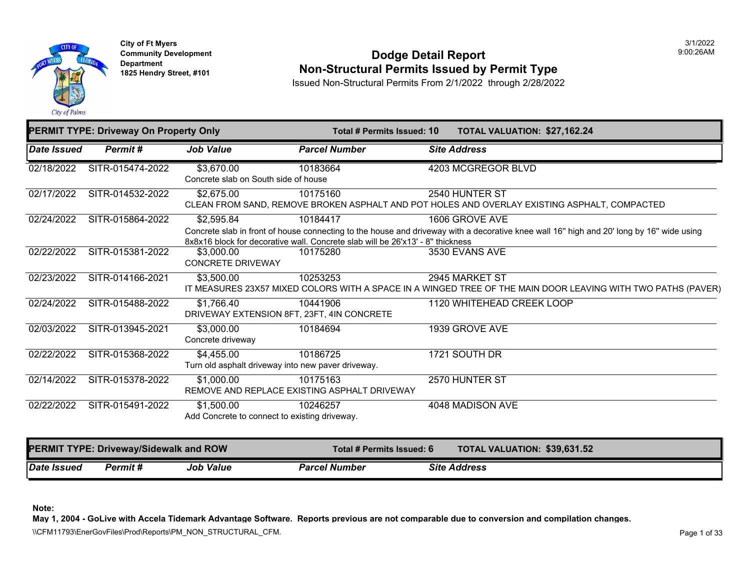City of Ft Myers
Community Development Department
1825 Hendry Street, #101

3/1/2022
9:00:26AM

# Dodge Detail Report
## Non-Structural Permits Issued by Permit Type

Issued Non-Structural Permits From 2/1/2022 through 2/28/2022

**PERMIT TYPE: Driveway On Property Only** — **Total # Permits Issued: 10** — **TOTAL VALUATION: $27,162.24**

| Date Issued | Permit # | Job Value | Parcel Number | Site Address |
|---|---|---|---|---|
| 02/18/2022 | SITR-015474-2022 | $3,670.00 | 10183664 | 4203 MCGREGOR BLVD |
| | | Concrete slab on South side of house | | |
| 02/17/2022 | SITR-014532-2022 | $2,675.00 | 10175160 | 2540 HUNTER ST |
| | | CLEAN FROM SAND, REMOVE BROKEN ASPHALT AND POT HOLES AND OVERLAY EXISTING ASPHALT, COMPACTED | | |
| 02/24/2022 | SITR-015864-2022 | $2,595.84 | 10184417 | 1606 GROVE AVE |
| | | Concrete slab in front of house connecting to the house and driveway with a decorative knee wall 16'' high and 20' long by 16'' wide using 8x8x16 block for decorative wall. Concrete slab will be 26'x13' - 8'' thickness | | |
| 02/22/2022 | SITR-015381-2022 | $3,000.00 | 10175280 | 3530 EVANS AVE |
| | | CONCRETE DRIVEWAY | | |
| 02/23/2022 | SITR-014166-2021 | $3,500.00 | 10253253 | 2945 MARKET ST |
| | | IT MEASURES 23X57 MIXED COLORS WITH A SPACE IN A WINGED TREE OF THE MAIN DOOR LEAVING WITH TWO PATHS (PAVER) | | |
| 02/24/2022 | SITR-015488-2022 | $1,766.40 | 10441906 | 1120 WHITEHEAD CREEK LOOP |
| | | DRIVEWAY EXTENSION 8FT, 23FT, 4IN CONCRETE | | |
| 02/03/2022 | SITR-013945-2021 | $3,000.00 | 10184694 | 1939 GROVE AVE |
| | | Concrete driveway | | |
| 02/22/2022 | SITR-015368-2022 | $4,455.00 | 10186725 | 1721 SOUTH DR |
| | | Turn old asphalt driveway into new paver driveway. | | |
| 02/14/2022 | SITR-015378-2022 | $1,000.00 | 10175163 | 2570 HUNTER ST |
| | | REMOVE AND REPLACE EXISTING ASPHALT DRIVEWAY | | |
| 02/22/2022 | SITR-015491-2022 | $1,500.00 | 10246257 | 4048 MADISON AVE |
| | | Add Concrete to connect to existing driveway. | | |

**PERMIT TYPE: Driveway/Sidewalk and ROW** — **Total # Permits Issued: 6** — **TOTAL VALUATION: $39,631.52**

| Date Issued | Permit # | Job Value | Parcel Number | Site Address |
|---|---|---|---|---|

**Note:**
**May 1, 2004 - GoLive with Accela Tidemark Advantage Software. Reports previous are not comparable due to conversion and compilation changes.**

\\CFM11793\EnerGovFiles\Prod\Reports\PM_NON_STRUCTURAL_CFM.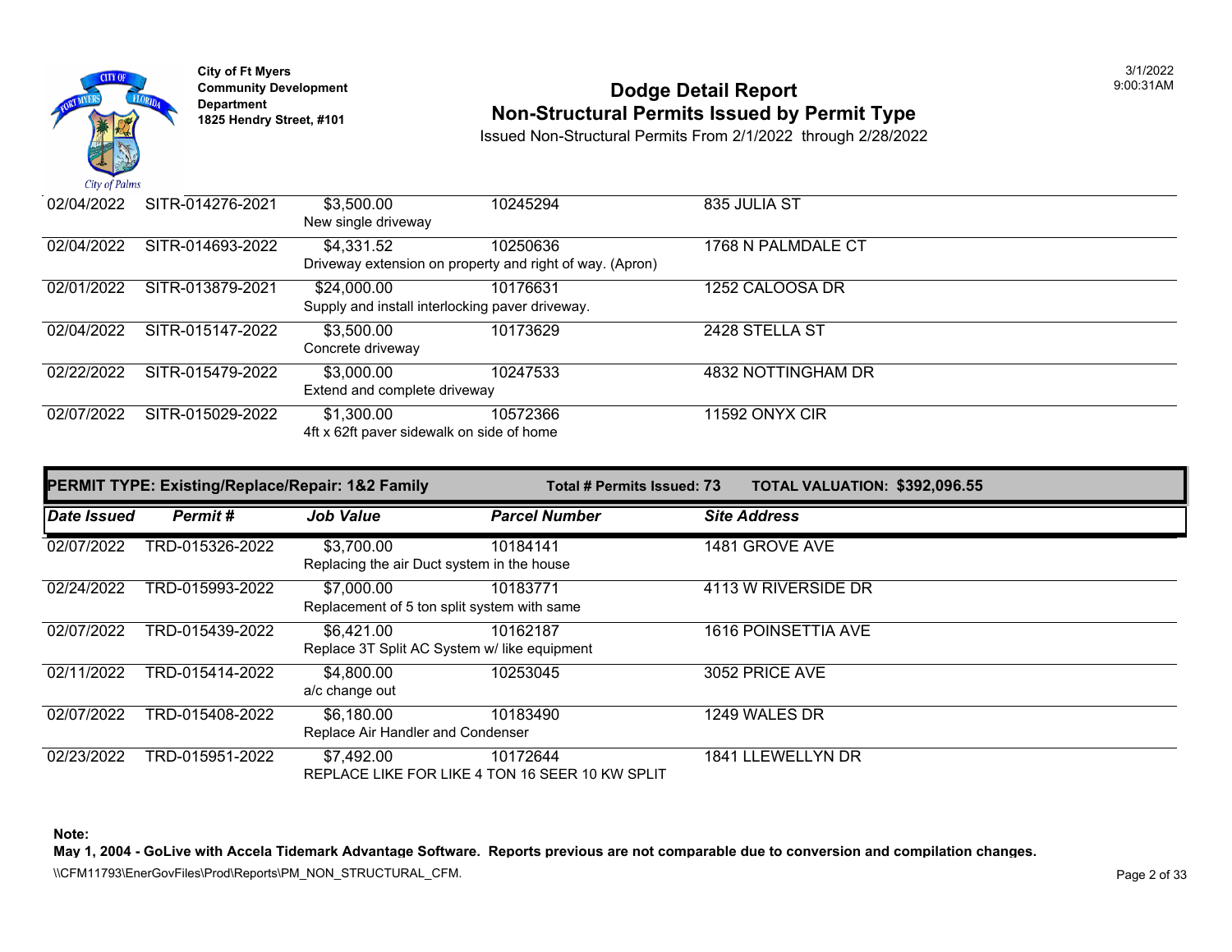City of Ft Myers
Community Development Department
1825 Hendry Street, #101

# Dodge Detail Report
## Non-Structural Permits Issued by Permit Type

Issued Non-Structural Permits From 2/1/2022 through 2/28/2022

| Date Issued | Permit # | Job Value | Parcel Number | Site Address |
|---|---|---|---|---|
| 02/04/2022 | SITR-014276-2021 | $3,500.00 | 10245294 | 835 JULIA ST |
| | | New single driveway | | |
| 02/04/2022 | SITR-014693-2022 | $4,331.52 | 10250636 | 1768 N PALMDALE CT |
| | | Driveway extension on property and right of way. (Apron) | | |
| 02/01/2022 | SITR-013879-2021 | $24,000.00 | 10176631 | 1252 CALOOSA DR |
| | | Supply and install interlocking paver driveway. | | |
| 02/04/2022 | SITR-015147-2022 | $3,500.00 | 10173629 | 2428 STELLA ST |
| | | Concrete driveway | | |
| 02/22/2022 | SITR-015479-2022 | $3,000.00 | 10247533 | 4832 NOTTINGHAM DR |
| | | Extend and complete driveway | | |
| 02/07/2022 | SITR-015029-2022 | $1,300.00 | 10572366 | 11592 ONYX CIR |
| | | 4ft x 62ft paver sidewalk on side of home | | |

**PERMIT TYPE: Existing/Replace/Repair: 1&2 Family** — **Total # Permits Issued: 73** — **TOTAL VALUATION: $392,096.55**

| Date Issued | Permit # | Job Value | Parcel Number | Site Address |
|---|---|---|---|---|
| 02/07/2022 | TRD-015326-2022 | $3,700.00 | 10184141 | 1481 GROVE AVE |
| | | Replacing the air Duct system in the house | | |
| 02/24/2022 | TRD-015993-2022 | $7,000.00 | 10183771 | 4113 W RIVERSIDE DR |
| | | Replacement of 5 ton split system with same | | |
| 02/07/2022 | TRD-015439-2022 | $6,421.00 | 10162187 | 1616 POINSETTIA AVE |
| | | Replace 3T Split AC System w/ like equipment | | |
| 02/11/2022 | TRD-015414-2022 | $4,800.00 | 10253045 | 3052 PRICE AVE |
| | | a/c change out | | |
| 02/07/2022 | TRD-015408-2022 | $6,180.00 | 10183490 | 1249 WALES DR |
| | | Replace Air Handler and Condenser | | |
| 02/23/2022 | TRD-015951-2022 | $7,492.00 | 10172644 | 1841 LLEWELLYN DR |
| | | REPLACE LIKE FOR LIKE 4 TON 16 SEER 10 KW SPLIT | | |

**Note:**
**May 1, 2004 - GoLive with Accela Tidemark Advantage Software. Reports previous are not comparable due to conversion and compilation changes.**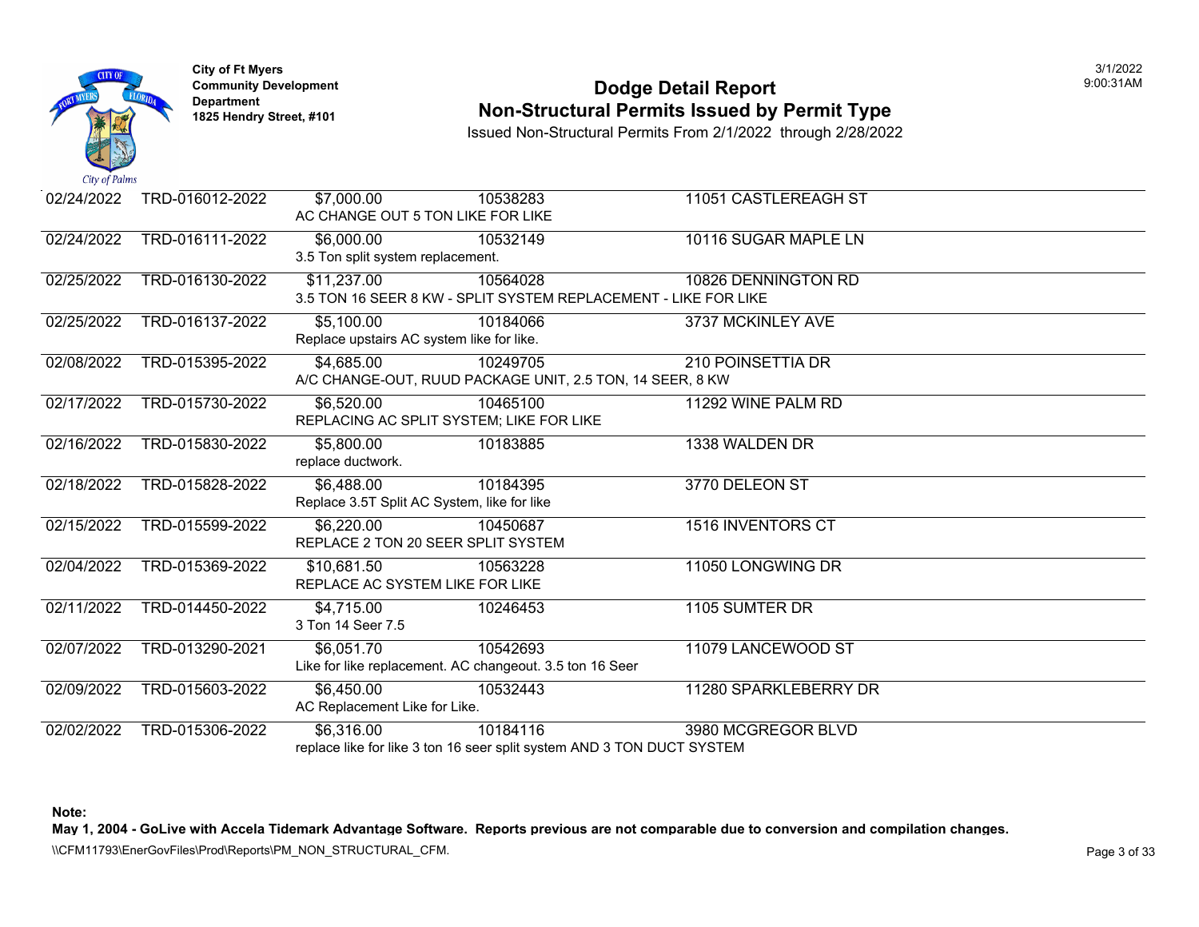City of Ft Myers
Community Development Department
1825 Hendry Street, #101

# Dodge Detail Report
## Non-Structural Permits Issued by Permit Type

Issued Non-Structural Permits From 2/1/2022 through 2/28/2022

3/1/2022
9:00:31AM

| Issued Date | Permit Number | Valuation / Description | Parcel | Address |
|---|---|---|---|---|
| 02/24/2022 | TRD-016012-2022 | $7,000.00<br>AC CHANGE OUT 5 TON LIKE FOR LIKE | 10538283 | 11051 CASTLEREAGH ST |
| 02/24/2022 | TRD-016111-2022 | $6,000.00<br>3.5 Ton split system replacement. | 10532149 | 10116 SUGAR MAPLE LN |
| 02/25/2022 | TRD-016130-2022 | $11,237.00<br>3.5 TON 16 SEER 8 KW - SPLIT SYSTEM REPLACEMENT - LIKE FOR LIKE | 10564028 | 10826 DENNINGTON RD |
| 02/25/2022 | TRD-016137-2022 | $5,100.00<br>Replace upstairs AC system like for like. | 10184066 | 3737 MCKINLEY AVE |
| 02/08/2022 | TRD-015395-2022 | $4,685.00<br>A/C CHANGE-OUT, RUUD PACKAGE UNIT, 2.5 TON, 14 SEER, 8 KW | 10249705 | 210 POINSETTIA DR |
| 02/17/2022 | TRD-015730-2022 | $6,520.00<br>REPLACING AC SPLIT SYSTEM; LIKE FOR LIKE | 10465100 | 11292 WINE PALM RD |
| 02/16/2022 | TRD-015830-2022 | $5,800.00<br>replace ductwork. | 10183885 | 1338 WALDEN DR |
| 02/18/2022 | TRD-015828-2022 | $6,488.00<br>Replace 3.5T Split AC System, like for like | 10184395 | 3770 DELEON ST |
| 02/15/2022 | TRD-015599-2022 | $6,220.00<br>REPLACE 2 TON 20 SEER SPLIT SYSTEM | 10450687 | 1516 INVENTORS CT |
| 02/04/2022 | TRD-015369-2022 | $10,681.50<br>REPLACE AC SYSTEM LIKE FOR LIKE | 10563228 | 11050 LONGWING DR |
| 02/11/2022 | TRD-014450-2022 | $4,715.00<br>3 Ton 14 Seer 7.5 | 10246453 | 1105 SUMTER DR |
| 02/07/2022 | TRD-013290-2021 | $6,051.70<br>Like for like replacement. AC changeout. 3.5 ton 16 Seer | 10542693 | 11079 LANCEWOOD ST |
| 02/09/2022 | TRD-015603-2022 | $6,450.00<br>AC Replacement Like for Like. | 10532443 | 11280 SPARKLEBERRY DR |
| 02/02/2022 | TRD-015306-2022 | $6,316.00<br>replace like for like 3 ton 16 seer split system AND 3 TON DUCT SYSTEM | 10184116 | 3980 MCGREGOR BLVD |

**Note:**
**May 1, 2004 - GoLive with Accela Tidemark Advantage Software. Reports previous are not comparable due to conversion and compilation changes.**

\\CFM11793\EnerGovFiles\Prod\Reports\PM_NON_STRUCTURAL_CFM.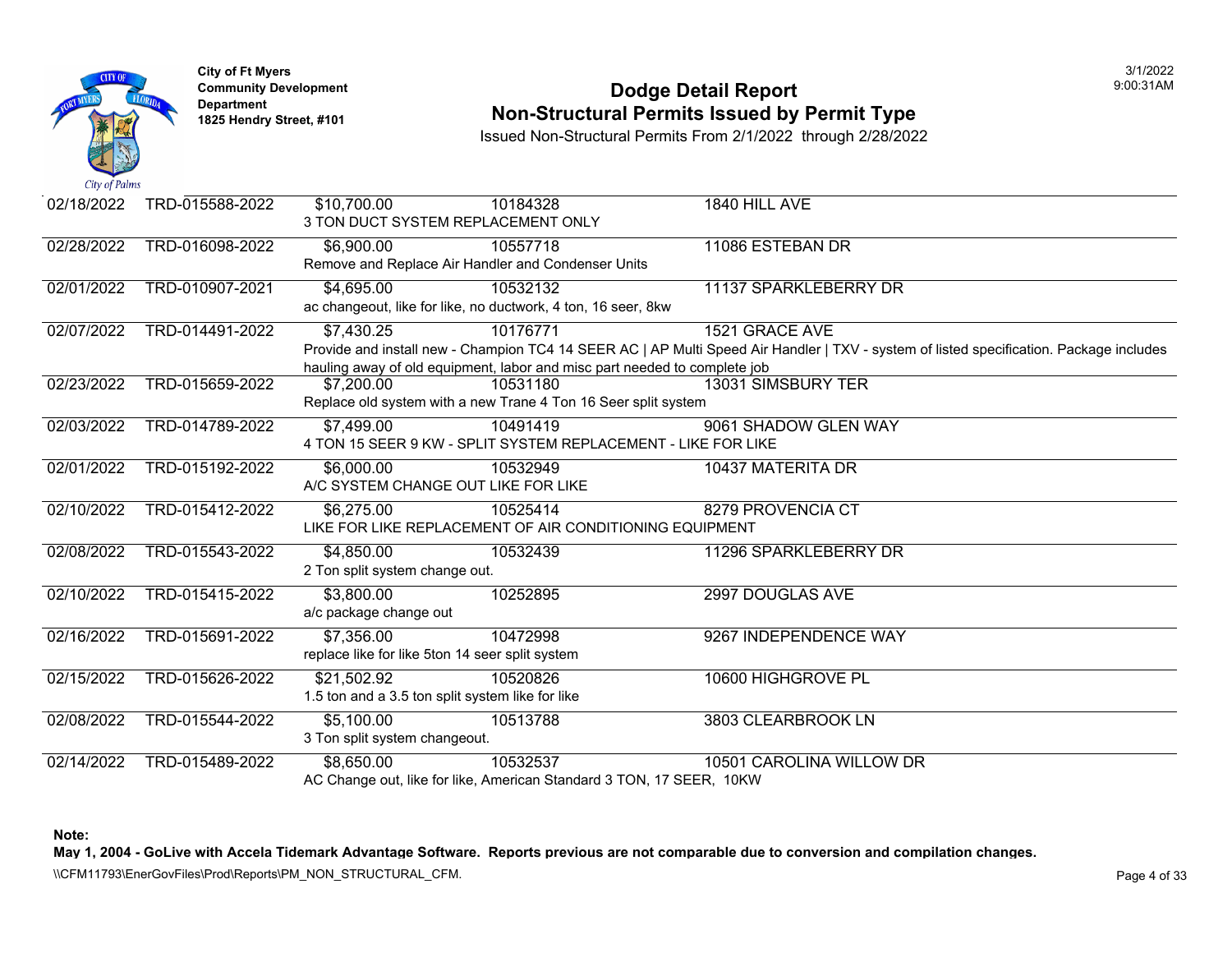City of Ft Myers
Community Development Department
1825 Hendry Street, #101

# Dodge Detail Report
## Non-Structural Permits Issued by Permit Type

Issued Non-Structural Permits From 2/1/2022 through 2/28/2022

| Date | Permit | Value | Parcel | Address |
|---|---|---|---|---|
| 02/18/2022 | TRD-015588-2022 | $10,700.00 | 10184328 | 1840 HILL AVE |
| | | 3 TON DUCT SYSTEM REPLACEMENT ONLY | | |
| 02/28/2022 | TRD-016098-2022 | $6,900.00 | 10557718 | 11086 ESTEBAN DR |
| | | Remove and Replace Air Handler and Condenser Units | | |
| 02/01/2022 | TRD-010907-2021 | $4,695.00 | 10532132 | 11137 SPARKLEBERRY DR |
| | | ac changeout, like for like, no ductwork, 4 ton, 16 seer, 8kw | | |
| 02/07/2022 | TRD-014491-2022 | $7,430.25 | 10176771 | 1521 GRACE AVE |
| | | Provide and install new - Champion TC4 14 SEER AC \| AP Multi Speed Air Handler \| TXV - system of listed specification. Package includes hauling away of old equipment, labor and misc part needed to complete job | | |
| 02/23/2022 | TRD-015659-2022 | $7,200.00 | 10531180 | 13031 SIMSBURY TER |
| | | Replace old system with a new Trane 4 Ton 16 Seer split system | | |
| 02/03/2022 | TRD-014789-2022 | $7,499.00 | 10491419 | 9061 SHADOW GLEN WAY |
| | | 4 TON 15 SEER 9 KW - SPLIT SYSTEM REPLACEMENT - LIKE FOR LIKE | | |
| 02/01/2022 | TRD-015192-2022 | $6,000.00 | 10532949 | 10437 MATERITA DR |
| | | A/C SYSTEM CHANGE OUT LIKE FOR LIKE | | |
| 02/10/2022 | TRD-015412-2022 | $6,275.00 | 10525414 | 8279 PROVENCIA CT |
| | | LIKE FOR LIKE REPLACEMENT OF AIR CONDITIONING EQUIPMENT | | |
| 02/08/2022 | TRD-015543-2022 | $4,850.00 | 10532439 | 11296 SPARKLEBERRY DR |
| | | 2 Ton split system change out. | | |
| 02/10/2022 | TRD-015415-2022 | $3,800.00 | 10252895 | 2997 DOUGLAS AVE |
| | | a/c package change out | | |
| 02/16/2022 | TRD-015691-2022 | $7,356.00 | 10472998 | 9267 INDEPENDENCE WAY |
| | | replace like for like 5ton 14 seer split system | | |
| 02/15/2022 | TRD-015626-2022 | $21,502.92 | 10520826 | 10600 HIGHGROVE PL |
| | | 1.5 ton and a 3.5 ton split system like for like | | |
| 02/08/2022 | TRD-015544-2022 | $5,100.00 | 10513788 | 3803 CLEARBROOK LN |
| | | 3 Ton split system changeout. | | |
| 02/14/2022 | TRD-015489-2022 | $8,650.00 | 10532537 | 10501 CAROLINA WILLOW DR |
| | | AC Change out, like for like, American Standard 3 TON, 17 SEER, 10KW | | |

**Note:**

**May 1, 2004 - GoLive with Accela Tidemark Advantage Software. Reports previous are not comparable due to conversion and compilation changes.**

\\CFM11793\EnerGovFiles\Prod\Reports\PM_NON_STRUCTURAL_CFM.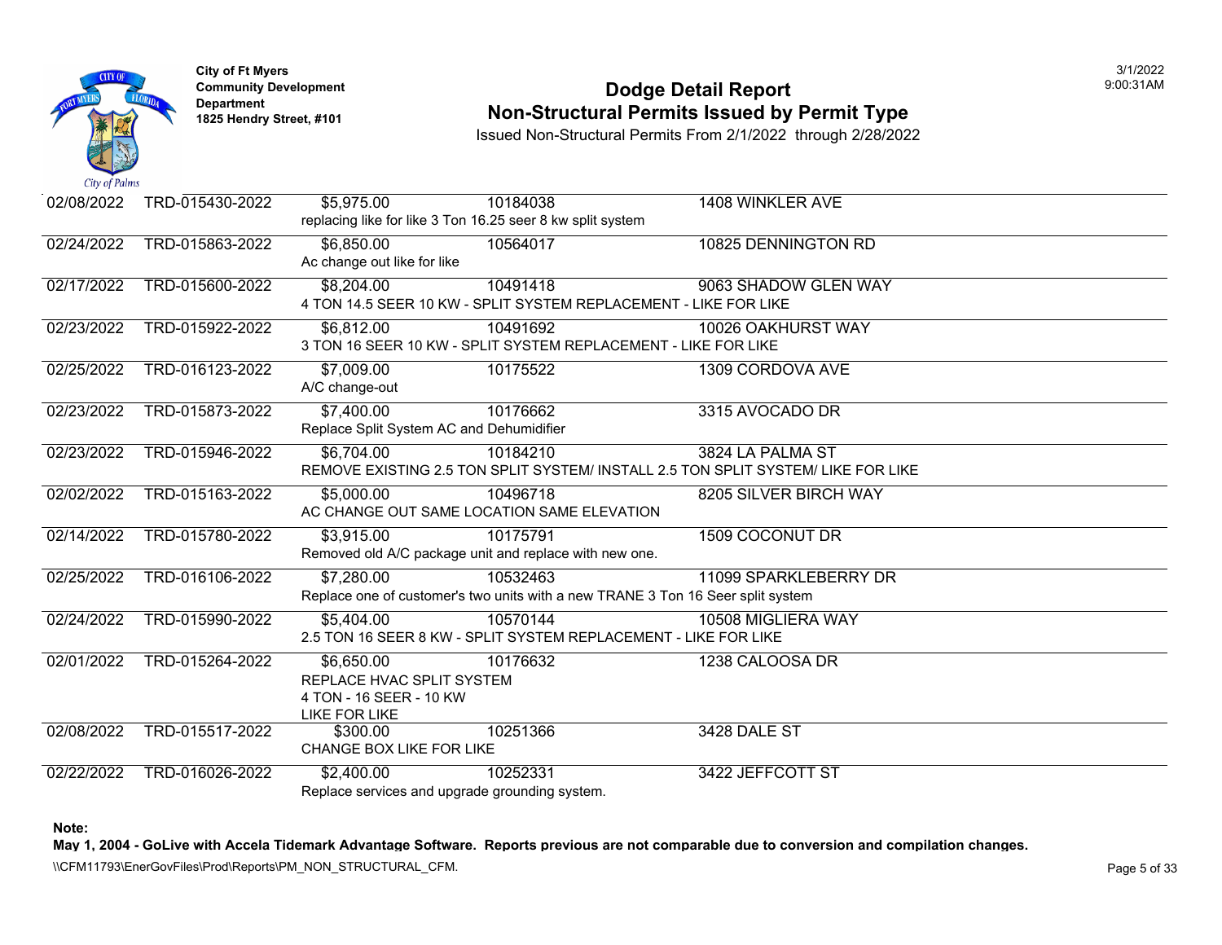City of Ft Myers
Community Development Department
1825 Hendry Street, #101

# Dodge Detail Report
## Non-Structural Permits Issued by Permit Type

Issued Non-Structural Permits From 2/1/2022 through 2/28/2022

3/1/2022
9:00:31AM

| Date | Permit # | Value | Parcel | Address |
|---|---|---|---|---|
| 02/08/2022 | TRD-015430-2022 | $5,975.00 | 10184038 | 1408 WINKLER AVE |
| | | replacing like for like 3 Ton 16.25 seer 8 kw split system | | |
| 02/24/2022 | TRD-015863-2022 | $6,850.00 | 10564017 | 10825 DENNINGTON RD |
| | | Ac change out like for like | | |
| 02/17/2022 | TRD-015600-2022 | $8,204.00 | 10491418 | 9063 SHADOW GLEN WAY |
| | | 4 TON 14.5 SEER 10 KW - SPLIT SYSTEM REPLACEMENT - LIKE FOR LIKE | | |
| 02/23/2022 | TRD-015922-2022 | $6,812.00 | 10491692 | 10026 OAKHURST WAY |
| | | 3 TON 16 SEER 10 KW - SPLIT SYSTEM REPLACEMENT - LIKE FOR LIKE | | |
| 02/25/2022 | TRD-016123-2022 | $7,009.00 | 10175522 | 1309 CORDOVA AVE |
| | | A/C change-out | | |
| 02/23/2022 | TRD-015873-2022 | $7,400.00 | 10176662 | 3315 AVOCADO DR |
| | | Replace Split System AC and Dehumidifier | | |
| 02/23/2022 | TRD-015946-2022 | $6,704.00 | 10184210 | 3824 LA PALMA ST |
| | | REMOVE EXISTING 2.5 TON SPLIT SYSTEM/ INSTALL 2.5 TON SPLIT SYSTEM/ LIKE FOR LIKE | | |
| 02/02/2022 | TRD-015163-2022 | $5,000.00 | 10496718 | 8205 SILVER BIRCH WAY |
| | | AC CHANGE OUT SAME LOCATION SAME ELEVATION | | |
| 02/14/2022 | TRD-015780-2022 | $3,915.00 | 10175791 | 1509 COCONUT DR |
| | | Removed old A/C package unit and replace with new one. | | |
| 02/25/2022 | TRD-016106-2022 | $7,280.00 | 10532463 | 11099 SPARKLEBERRY DR |
| | | Replace one of customer's two units with a new TRANE 3 Ton 16 Seer split system | | |
| 02/24/2022 | TRD-015990-2022 | $5,404.00 | 10570144 | 10508 MIGLIERA WAY |
| | | 2.5 TON 16 SEER 8 KW - SPLIT SYSTEM REPLACEMENT - LIKE FOR LIKE | | |
| 02/01/2022 | TRD-015264-2022 | $6,650.00 | 10176632 | 1238 CALOOSA DR |
| | | REPLACE HVAC SPLIT SYSTEM<br>4 TON - 16 SEER - 10 KW<br>LIKE FOR LIKE | | |
| 02/08/2022 | TRD-015517-2022 | $300.00 | 10251366 | 3428 DALE ST |
| | | CHANGE BOX LIKE FOR LIKE | | |
| 02/22/2022 | TRD-016026-2022 | $2,400.00 | 10252331 | 3422 JEFFCOTT ST |
| | | Replace services and upgrade grounding system. | | |

**Note:**
**May 1, 2004 - GoLive with Accela Tidemark Advantage Software. Reports previous are not comparable due to conversion and compilation changes.**

\\CFM11793\EnerGovFiles\Prod\Reports\PM_NON_STRUCTURAL_CFM.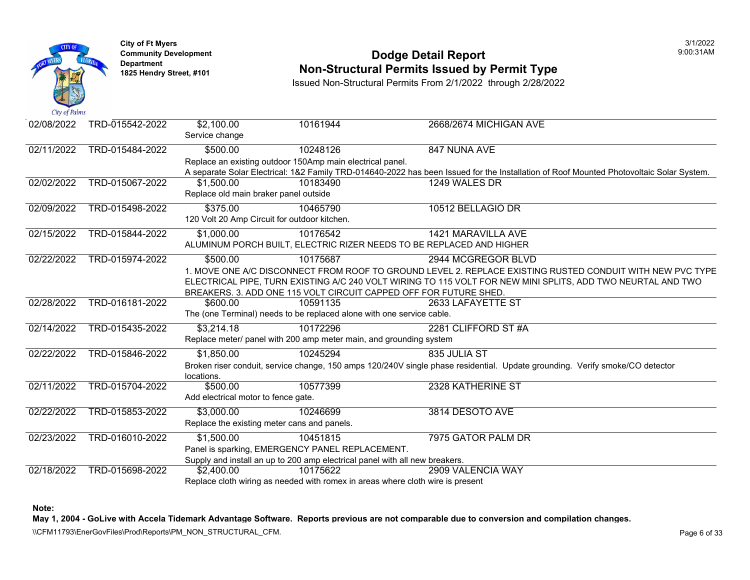City of Ft Myers
Community Development Department
1825 Hendry Street, #101

# Dodge Detail Report
## Non-Structural Permits Issued by Permit Type

Issued Non-Structural Permits From 2/1/2022 through 2/28/2022

3/1/2022
9:00:31AM

| Date | Permit Number | Valuation | Parcel | Address |
|---|---|---|---|---|
| 02/08/2022 | TRD-015542-2022 | $2,100.00 | 10161944 | 2668/2674 MICHIGAN AVE |
| | | Service change | | |
| 02/11/2022 | TRD-015484-2022 | $500.00 | 10248126 | 847 NUNA AVE |
| | | Replace an existing outdoor 150Amp main electrical panel. A separate Solar Electrical: 1&2 Family TRD-014640-2022 has been Issued for the Installation of Roof Mounted Photovoltaic Solar System. | | |
| 02/02/2022 | TRD-015067-2022 | $1,500.00 | 10183490 | 1249 WALES DR |
| | | Replace old main braker panel outside | | |
| 02/09/2022 | TRD-015498-2022 | $375.00 | 10465790 | 10512 BELLAGIO DR |
| | | 120 Volt 20 Amp Circuit for outdoor kitchen. | | |
| 02/15/2022 | TRD-015844-2022 | $1,000.00 | 10176542 | 1421 MARAVILLA AVE |
| | | ALUMINUM PORCH BUILT, ELECTRIC RIZER NEEDS TO BE REPLACED AND HIGHER | | |
| 02/22/2022 | TRD-015974-2022 | $500.00 | 10175687 | 2944 MCGREGOR BLVD |
| | | 1. MOVE ONE A/C DISCONNECT FROM ROOF TO GROUND LEVEL 2. REPLACE EXISTING RUSTED CONDUIT WITH NEW PVC TYPE ELECTRICAL PIPE, TURN EXISTING A/C 240 VOLT WIRING TO 115 VOLT FOR NEW MINI SPLITS, ADD TWO NEURTAL AND TWO BREAKERS. 3. ADD ONE 115 VOLT CIRCUIT CAPPED OFF FOR FUTURE SHED. | | |
| 02/28/2022 | TRD-016181-2022 | $600.00 | 10591135 | 2633 LAFAYETTE ST |
| | | The (one Terminal) needs to be replaced alone with one service cable. | | |
| 02/14/2022 | TRD-015435-2022 | $3,214.18 | 10172296 | 2281 CLIFFORD ST #A |
| | | Replace meter/ panel with 200 amp meter main, and grounding system | | |
| 02/22/2022 | TRD-015846-2022 | $1,850.00 | 10245294 | 835 JULIA ST |
| | | Broken riser conduit, service change, 150 amps 120/240V single phase residential. Update grounding. Verify smoke/CO detector locations. | | |
| 02/11/2022 | TRD-015704-2022 | $500.00 | 10577399 | 2328 KATHERINE ST |
| | | Add electrical motor to fence gate. | | |
| 02/22/2022 | TRD-015853-2022 | $3,000.00 | 10246699 | 3814 DESOTO AVE |
| | | Replace the existing meter cans and panels. | | |
| 02/23/2022 | TRD-016010-2022 | $1,500.00 | 10451815 | 7975 GATOR PALM DR |
| | | Panel is sparking, EMERGENCY PANEL REPLACEMENT. Supply and install an up to 200 amp electrical panel with all new breakers. | | |
| 02/18/2022 | TRD-015698-2022 | $2,400.00 | 10175622 | 2909 VALENCIA WAY |
| | | Replace cloth wiring as needed with romex in areas where cloth wire is present | | |

**Note:**

**May 1, 2004 - GoLive with Accela Tidemark Advantage Software. Reports previous are not comparable due to conversion and compilation changes.**

\\CFM11793\EnerGovFiles\Prod\Reports\PM_NON_STRUCTURAL_CFM.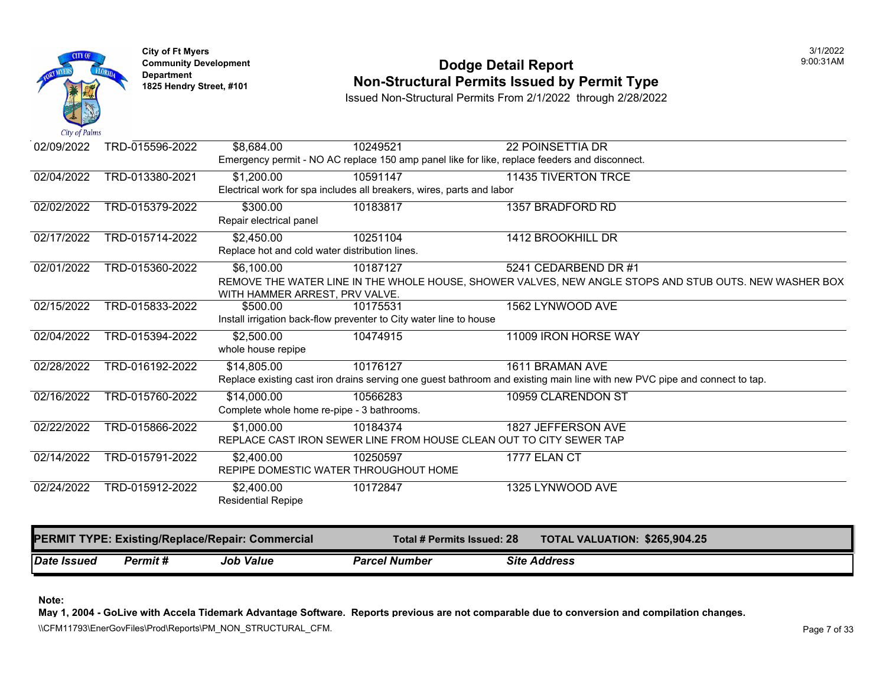| Date Issued | Permit # | Job Value | Parcel Number | Site Address |
|---|---|---|---|---|
| 02/09/2022 | TRD-015596-2022 | $8,684.00 | 10249521 | 22 POINSETTIA DR |
| | | Emergency permit - NO AC replace 150 amp panel like for like, replace feeders and disconnect. | | |
| 02/04/2022 | TRD-013380-2021 | $1,200.00 | 10591147 | 11435 TIVERTON TRCE |
| | | Electrical work for spa includes all breakers, wires, parts and labor | | |
| 02/02/2022 | TRD-015379-2022 | $300.00 | 10183817 | 1357 BRADFORD RD |
| | | Repair electrical panel | | |
| 02/17/2022 | TRD-015714-2022 | $2,450.00 | 10251104 | 1412 BROOKHILL DR |
| | | Replace hot and cold water distribution lines. | | |
| 02/01/2022 | TRD-015360-2022 | $6,100.00 | 10187127 | 5241 CEDARBEND DR #1 |
| | | REMOVE THE WATER LINE IN THE WHOLE HOUSE, SHOWER VALVES, NEW ANGLE STOPS AND STUB OUTS. NEW WASHER BOX WITH HAMMER ARREST, PRV VALVE. | | |
| 02/15/2022 | TRD-015833-2022 | $500.00 | 10175531 | 1562 LYNWOOD AVE |
| | | Install irrigation back-flow preventer to City water line to house | | |
| 02/04/2022 | TRD-015394-2022 | $2,500.00 | 10474915 | 11009 IRON HORSE WAY |
| | | whole house repipe | | |
| 02/28/2022 | TRD-016192-2022 | $14,805.00 | 10176127 | 1611 BRAMAN AVE |
| | | Replace existing cast iron drains serving one guest bathroom and existing main line with new PVC pipe and connect to tap. | | |
| 02/16/2022 | TRD-015760-2022 | $14,000.00 | 10566283 | 10959 CLARENDON ST |
| | | Complete whole home re-pipe - 3 bathrooms. | | |
| 02/22/2022 | TRD-015866-2022 | $1,000.00 | 10184374 | 1827 JEFFERSON AVE |
| | | REPLACE CAST IRON SEWER LINE FROM HOUSE CLEAN OUT TO CITY SEWER TAP | | |
| 02/14/2022 | TRD-015791-2022 | $2,400.00 | 10250597 | 1777 ELAN CT |
| | | REPIPE DOMESTIC WATER THROUGHOUT HOME | | |
| 02/24/2022 | TRD-015912-2022 | $2,400.00 | 10172847 | 1325 LYNWOOD AVE |
| | | Residential Repipe | | |

**PERMIT TYPE: Existing/Replace/Repair: Commercial** — **Total # Permits Issued: 28** — **TOTAL VALUATION: $265,904.25**

| *Date Issued* | *Permit #* | *Job Value* | *Parcel Number* | *Site Address* |
|---|---|---|---|---|

**Note:**

**May 1, 2004 - GoLive with Accela Tidemark Advantage Software. Reports previous are not comparable due to conversion and compilation changes.**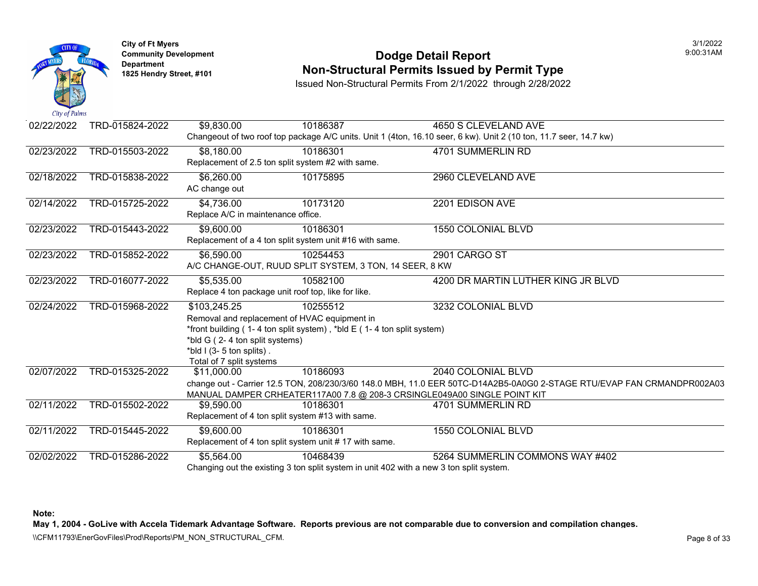**City of Ft Myers**
**Community Development Department**
**1825 Hendry Street, #101**

# Dodge Detail Report
## Non-Structural Permits Issued by Permit Type

Issued Non-Structural Permits From 2/1/2022 through 2/28/2022

3/1/2022
9:00:31AM

| Date | Permit | Value | Parcel | Address |
|---|---|---|---|---|
| 02/22/2022 | TRD-015824-2022 | $9,830.00 | 10186387 | 4650 S CLEVELAND AVE |
| | Changeout of two roof top package A/C units. Unit 1 (4ton, 16.10 seer, 6 kw). Unit 2 (10 ton, 11.7 seer, 14.7 kw) | | | |
| 02/23/2022 | TRD-015503-2022 | $8,180.00 | 10186301 | 4701 SUMMERLIN RD |
| | Replacement of 2.5 ton split system #2 with same. | | | |
| 02/18/2022 | TRD-015838-2022 | $6,260.00 | 10175895 | 2960 CLEVELAND AVE |
| | AC change out | | | |
| 02/14/2022 | TRD-015725-2022 | $4,736.00 | 10173120 | 2201 EDISON AVE |
| | Replace A/C in maintenance office. | | | |
| 02/23/2022 | TRD-015443-2022 | $9,600.00 | 10186301 | 1550 COLONIAL BLVD |
| | Replacement of a 4 ton split system unit #16 with same. | | | |
| 02/23/2022 | TRD-015852-2022 | $6,590.00 | 10254453 | 2901 CARGO ST |
| | A/C CHANGE-OUT, RUUD SPLIT SYSTEM, 3 TON, 14 SEER, 8 KW | | | |
| 02/23/2022 | TRD-016077-2022 | $5,535.00 | 10582100 | 4200 DR MARTIN LUTHER KING JR BLVD |
| | Replace 4 ton package unit roof top, like for like. | | | |
| 02/24/2022 | TRD-015968-2022 | $103,245.25 | 10255512 | 3232 COLONIAL BLVD |
| | Removal and replacement of HVAC equipment in *front building ( 1- 4 ton split system) , *bld E ( 1- 4 ton split system) *bld G ( 2- 4 ton split systems) *bld I (3- 5 ton splits) . Total of 7 split systems | | | |
| 02/07/2022 | TRD-015325-2022 | $11,000.00 | 10186093 | 2040 COLONIAL BLVD |
| | change out - Carrier 12.5 TON, 208/230/3/60 148.0 MBH, 11.0 EER 50TC-D14A2B5-0A0G0 2-STAGE RTU/EVAP FAN CRMANDPR002A03 MANUAL DAMPER CRHEATER117A00 7.8 @ 208-3 CRSINGLE049A00 SINGLE POINT KIT | | | |
| 02/11/2022 | TRD-015502-2022 | $9,590.00 | 10186301 | 4701 SUMMERLIN RD |
| | Replacement of 4 ton split system #13 with same. | | | |
| 02/11/2022 | TRD-015445-2022 | $9,600.00 | 10186301 | 1550 COLONIAL BLVD |
| | Replacement of 4 ton split system unit # 17 with same. | | | |
| 02/02/2022 | TRD-015286-2022 | $5,564.00 | 10468439 | 5264 SUMMERLIN COMMONS WAY #402 |
| | Changing out the existing 3 ton split system in unit 402 with a new 3 ton split system. | | | |

**Note:**
**May 1, 2004 - GoLive with Accela Tidemark Advantage Software. Reports previous are not comparable due to conversion and compilation changes.**

\\CFM11793\EnerGovFiles\Prod\Reports\PM_NON_STRUCTURAL_CFM.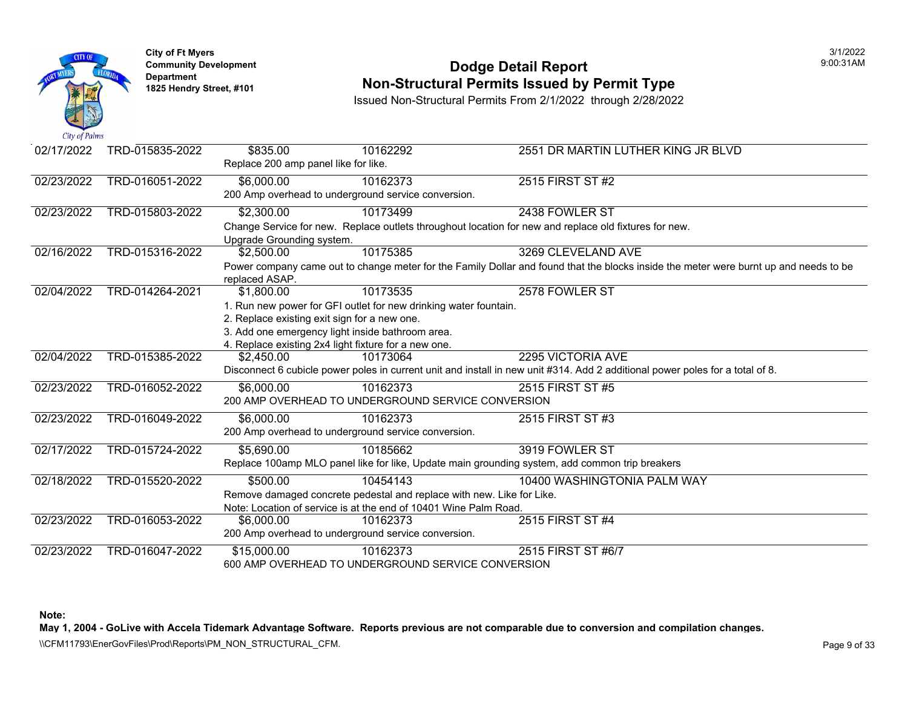City of Ft Myers
Community Development Department
1825 Hendry Street, #101

# Dodge Detail Report
## Non-Structural Permits Issued by Permit Type

Issued Non-Structural Permits From 2/1/2022 through 2/28/2022

3/1/2022
9:00:31AM

| Date | Permit # | Value | Parcel | Address |
|---|---|---|---|---|
| 02/17/2022 | TRD-015835-2022 | $835.00 | 10162292 | 2551 DR MARTIN LUTHER KING JR BLVD |
| | | Replace 200 amp panel like for like. | | |
| 02/23/2022 | TRD-016051-2022 | $6,000.00 | 10162373 | 2515 FIRST ST #2 |
| | | 200 Amp overhead to underground service conversion. | | |
| 02/23/2022 | TRD-015803-2022 | $2,300.00 | 10173499 | 2438 FOWLER ST |
| | | Change Service for new. Replace outlets throughout location for new and replace old fixtures for new. Upgrade Grounding system. | | |
| 02/16/2022 | TRD-015316-2022 | $2,500.00 | 10175385 | 3269 CLEVELAND AVE |
| | | Power company came out to change meter for the Family Dollar and found that the blocks inside the meter were burnt up and needs to be replaced ASAP. | | |
| 02/04/2022 | TRD-014264-2021 | $1,800.00 | 10173535 | 2578 FOWLER ST |
| | | 1. Run new power for GFI outlet for new drinking water fountain. 2. Replace existing exit sign for a new one. 3. Add one emergency light inside bathroom area. 4. Replace existing 2x4 light fixture for a new one. | | |
| 02/04/2022 | TRD-015385-2022 | $2,450.00 | 10173064 | 2295 VICTORIA AVE |
| | | Disconnect 6 cubicle power poles in current unit and install in new unit #314. Add 2 additional power poles for a total of 8. | | |
| 02/23/2022 | TRD-016052-2022 | $6,000.00 | 10162373 | 2515 FIRST ST #5 |
| | | 200 AMP OVERHEAD TO UNDERGROUND SERVICE CONVERSION | | |
| 02/23/2022 | TRD-016049-2022 | $6,000.00 | 10162373 | 2515 FIRST ST #3 |
| | | 200 Amp overhead to underground service conversion. | | |
| 02/17/2022 | TRD-015724-2022 | $5,690.00 | 10185662 | 3919 FOWLER ST |
| | | Replace 100amp MLO panel like for like, Update main grounding system, add common trip breakers | | |
| 02/18/2022 | TRD-015520-2022 | $500.00 | 10454143 | 10400 WASHINGTONIA PALM WAY |
| | | Remove damaged concrete pedestal and replace with new. Like for Like. Note: Location of service is at the end of 10401 Wine Palm Road. | | |
| 02/23/2022 | TRD-016053-2022 | $6,000.00 | 10162373 | 2515 FIRST ST #4 |
| | | 200 Amp overhead to underground service conversion. | | |
| 02/23/2022 | TRD-016047-2022 | $15,000.00 | 10162373 | 2515 FIRST ST #6/7 |
| | | 600 AMP OVERHEAD TO UNDERGROUND SERVICE CONVERSION | | |

**Note:**

**May 1, 2004 - GoLive with Accela Tidemark Advantage Software. Reports previous are not comparable due to conversion and compilation changes.**

\\CFM11793\EnerGovFiles\Prod\Reports\PM_NON_STRUCTURAL_CFM.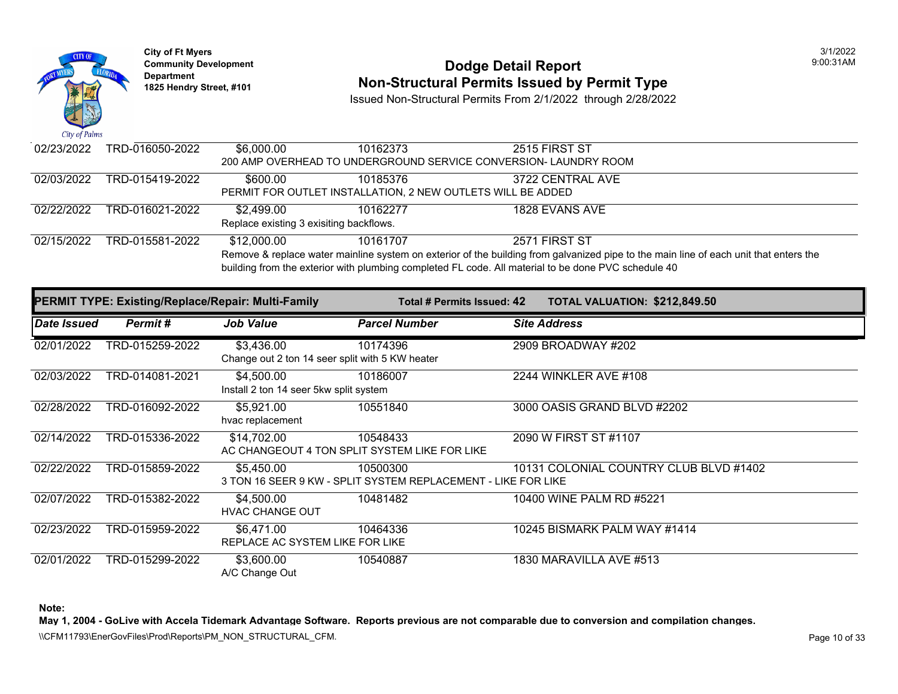| Date Issued | Permit # | Job Value | Parcel Number | Site Address |
|---|---|---|---|---|
| 02/23/2022 | TRD-016050-2022 | $6,000.00 | 10162373 | 2515 FIRST ST |
| | | 200 AMP OVERHEAD TO UNDERGROUND SERVICE CONVERSION- LAUNDRY ROOM | | |
| 02/03/2022 | TRD-015419-2022 | $600.00 | 10185376 | 3722 CENTRAL AVE |
| | | PERMIT FOR OUTLET INSTALLATION, 2 NEW OUTLETS WILL BE ADDED | | |
| 02/22/2022 | TRD-016021-2022 | $2,499.00 | 10162277 | 1828 EVANS AVE |
| | | Replace existing 3 exisiting backflows. | | |
| 02/15/2022 | TRD-015581-2022 | $12,000.00 | 10161707 | 2571 FIRST ST |
| | | Remove & replace water mainline system on exterior of the building from galvanized pipe to the main line of each unit that enters the building from the exterior with plumbing completed FL code. All material to be done PVC schedule 40 | | |

**PERMIT TYPE: Existing/Replace/Repair: Multi-Family** — **Total # Permits Issued: 42** — **TOTAL VALUATION: $212,849.50**

| Date Issued | Permit # | Job Value | Parcel Number | Site Address |
|---|---|---|---|---|
| 02/01/2022 | TRD-015259-2022 | $3,436.00 | 10174396 | 2909 BROADWAY #202 |
| | | Change out 2 ton 14 seer split with 5 KW heater | | |
| 02/03/2022 | TRD-014081-2021 | $4,500.00 | 10186007 | 2244 WINKLER AVE #108 |
| | | Install 2 ton 14 seer 5kw split system | | |
| 02/28/2022 | TRD-016092-2022 | $5,921.00 | 10551840 | 3000 OASIS GRAND BLVD #2202 |
| | | hvac replacement | | |
| 02/14/2022 | TRD-015336-2022 | $14,702.00 | 10548433 | 2090 W FIRST ST #1107 |
| | | AC CHANGEOUT 4 TON SPLIT SYSTEM LIKE FOR LIKE | | |
| 02/22/2022 | TRD-015859-2022 | $5,450.00 | 10500300 | 10131 COLONIAL COUNTRY CLUB BLVD #1402 |
| | | 3 TON 16 SEER 9 KW - SPLIT SYSTEM REPLACEMENT - LIKE FOR LIKE | | |
| 02/07/2022 | TRD-015382-2022 | $4,500.00 | 10481482 | 10400 WINE PALM RD #5221 |
| | | HVAC CHANGE OUT | | |
| 02/23/2022 | TRD-015959-2022 | $6,471.00 | 10464336 | 10245 BISMARK PALM WAY #1414 |
| | | REPLACE AC SYSTEM LIKE FOR LIKE | | |
| 02/01/2022 | TRD-015299-2022 | $3,600.00 | 10540887 | 1830 MARAVILLA AVE #513 |
| | | A/C Change Out | | |

**Note:**

**May 1, 2004 - GoLive with Accela Tidemark Advantage Software. Reports previous are not comparable due to conversion and compilation changes.**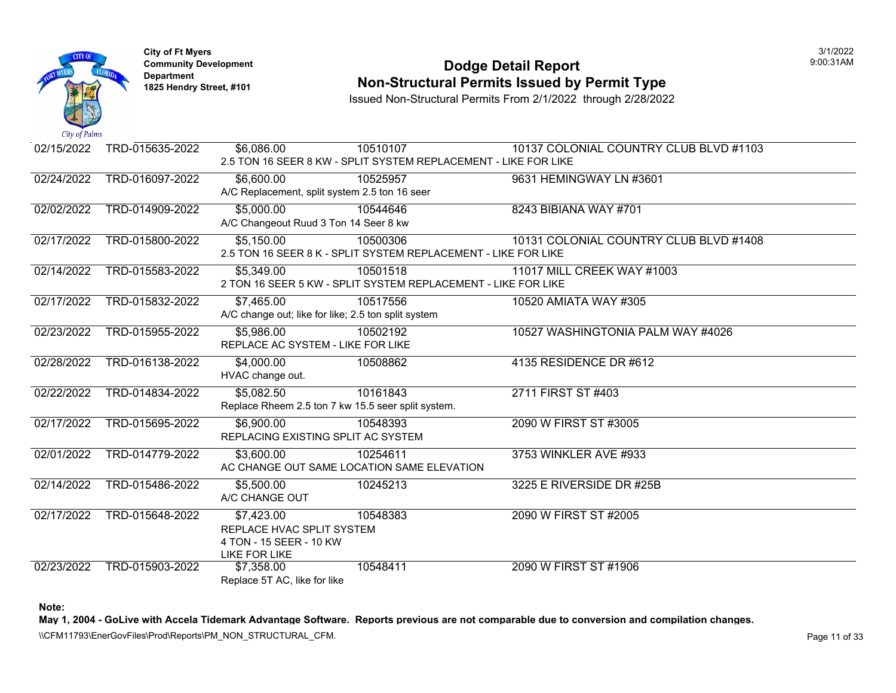City of Ft Myers
Community Development Department
1825 Hendry Street, #101

# Dodge Detail Report
## Non-Structural Permits Issued by Permit Type

Issued Non-Structural Permits From 2/1/2022 through 2/28/2022

3/1/2022
9:00:31AM

| Date | Permit | Value | Parcel | Address |
|---|---|---|---|---|
| 02/15/2022 | TRD-015635-2022 | $6,086.00 | 10510107 | 10137 COLONIAL COUNTRY CLUB BLVD #1103 |
| | | 2.5 TON 16 SEER 8 KW - SPLIT SYSTEM REPLACEMENT - LIKE FOR LIKE | | |
| 02/24/2022 | TRD-016097-2022 | $6,600.00 | 10525957 | 9631 HEMINGWAY LN #3601 |
| | | A/C Replacement, split system 2.5 ton 16 seer | | |
| 02/02/2022 | TRD-014909-2022 | $5,000.00 | 10544646 | 8243 BIBIANA WAY #701 |
| | | A/C Changeout Ruud 3 Ton 14 Seer 8 kw | | |
| 02/17/2022 | TRD-015800-2022 | $5,150.00 | 10500306 | 10131 COLONIAL COUNTRY CLUB BLVD #1408 |
| | | 2.5 TON 16 SEER 8 K - SPLIT SYSTEM REPLACEMENT - LIKE FOR LIKE | | |
| 02/14/2022 | TRD-015583-2022 | $5,349.00 | 10501518 | 11017 MILL CREEK WAY #1003 |
| | | 2 TON 16 SEER 5 KW - SPLIT SYSTEM REPLACEMENT - LIKE FOR LIKE | | |
| 02/17/2022 | TRD-015832-2022 | $7,465.00 | 10517556 | 10520 AMIATA WAY #305 |
| | | A/C change out; like for like; 2.5 ton split system | | |
| 02/23/2022 | TRD-015955-2022 | $5,986.00 | 10502192 | 10527 WASHINGTONIA PALM WAY #4026 |
| | | REPLACE AC SYSTEM - LIKE FOR LIKE | | |
| 02/28/2022 | TRD-016138-2022 | $4,000.00 | 10508862 | 4135 RESIDENCE DR #612 |
| | | HVAC change out. | | |
| 02/22/2022 | TRD-014834-2022 | $5,082.50 | 10161843 | 2711 FIRST ST #403 |
| | | Replace Rheem 2.5 ton 7 kw 15.5 seer split system. | | |
| 02/17/2022 | TRD-015695-2022 | $6,900.00 | 10548393 | 2090 W FIRST ST #3005 |
| | | REPLACING EXISTING SPLIT AC SYSTEM | | |
| 02/01/2022 | TRD-014779-2022 | $3,600.00 | 10254611 | 3753 WINKLER AVE #933 |
| | | AC CHANGE OUT SAME LOCATION SAME ELEVATION | | |
| 02/14/2022 | TRD-015486-2022 | $5,500.00 | 10245213 | 3225 E RIVERSIDE DR #25B |
| | | A/C CHANGE OUT | | |
| 02/17/2022 | TRD-015648-2022 | $7,423.00 | 10548383 | 2090 W FIRST ST #2005 |
| | | REPLACE HVAC SPLIT SYSTEM 4 TON - 15 SEER - 10 KW LIKE FOR LIKE | | |
| 02/23/2022 | TRD-015903-2022 | $7,358.00 | 10548411 | 2090 W FIRST ST #1906 |
| | | Replace 5T AC, like for like | | |

**Note:**
**May 1, 2004 - GoLive with Accela Tidemark Advantage Software. Reports previous are not comparable due to conversion and compilation changes.**

\\CFM11793\EnerGovFiles\Prod\Reports\PM_NON_STRUCTURAL_CFM.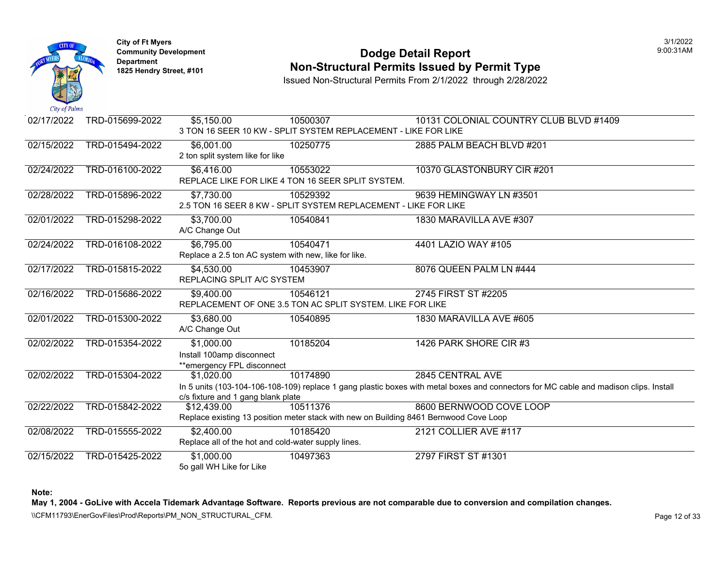City of Ft Myers
Community Development Department
1825 Hendry Street, #101

# Dodge Detail Report
## Non-Structural Permits Issued by Permit Type

Issued Non-Structural Permits From 2/1/2022 through 2/28/2022

| Date | Permit # | Valuation | Parcel | Address / Description |
|---|---|---|---|---|
| 02/17/2022 | TRD-015699-2022 | $5,150.00 | 10500307 | 10131 COLONIAL COUNTRY CLUB BLVD #1409 |
| | | 3 TON 16 SEER 10 KW - SPLIT SYSTEM REPLACEMENT - LIKE FOR LIKE | | |
| 02/15/2022 | TRD-015494-2022 | $6,001.00 | 10250775 | 2885 PALM BEACH BLVD #201 |
| | | 2 ton split system like for like | | |
| 02/24/2022 | TRD-016100-2022 | $6,416.00 | 10553022 | 10370 GLASTONBURY CIR #201 |
| | | REPLACE LIKE FOR LIKE 4 TON 16 SEER SPLIT SYSTEM. | | |
| 02/28/2022 | TRD-015896-2022 | $7,730.00 | 10529392 | 9639 HEMINGWAY LN #3501 |
| | | 2.5 TON 16 SEER 8 KW - SPLIT SYSTEM REPLACEMENT - LIKE FOR LIKE | | |
| 02/01/2022 | TRD-015298-2022 | $3,700.00 | 10540841 | 1830 MARAVILLA AVE #307 |
| | | A/C Change Out | | |
| 02/24/2022 | TRD-016108-2022 | $6,795.00 | 10540471 | 4401 LAZIO WAY #105 |
| | | Replace a 2.5 ton AC system with new, like for like. | | |
| 02/17/2022 | TRD-015815-2022 | $4,530.00 | 10453907 | 8076 QUEEN PALM LN #444 |
| | | REPLACING SPLIT A/C SYSTEM | | |
| 02/16/2022 | TRD-015686-2022 | $9,400.00 | 10546121 | 2745 FIRST ST #2205 |
| | | REPLACEMENT OF ONE 3.5 TON AC SPLIT SYSTEM. LIKE FOR LIKE | | |
| 02/01/2022 | TRD-015300-2022 | $3,680.00 | 10540895 | 1830 MARAVILLA AVE #605 |
| | | A/C Change Out | | |
| 02/02/2022 | TRD-015354-2022 | $1,000.00 | 10185204 | 1426 PARK SHORE CIR #3 |
| | | Install 100amp disconnect **emergency FPL disconnect | | |
| 02/02/2022 | TRD-015304-2022 | $1,020.00 | 10174890 | 2845 CENTRAL AVE |
| | | In 5 units (103-104-106-108-109) replace 1 gang plastic boxes with metal boxes and connectors for MC cable and madison clips. Install c/s fixture and 1 gang blank plate | | |
| 02/22/2022 | TRD-015842-2022 | $12,439.00 | 10511376 | 8600 BERNWOOD COVE LOOP |
| | | Replace existing 13 position meter stack with new on Building 8461 Bernwood Cove Loop | | |
| 02/08/2022 | TRD-015555-2022 | $2,400.00 | 10185420 | 2121 COLLIER AVE #117 |
| | | Replace all of the hot and cold-water supply lines. | | |
| 02/15/2022 | TRD-015425-2022 | $1,000.00 | 10497363 | 2797 FIRST ST #1301 |
| | | 5o gall WH Like for Like | | |

**Note:**

**May 1, 2004 - GoLive with Accela Tidemark Advantage Software. Reports previous are not comparable due to conversion and compilation changes.**

\\CFM11793\EnerGovFiles\Prod\Reports\PM_NON_STRUCTURAL_CFM.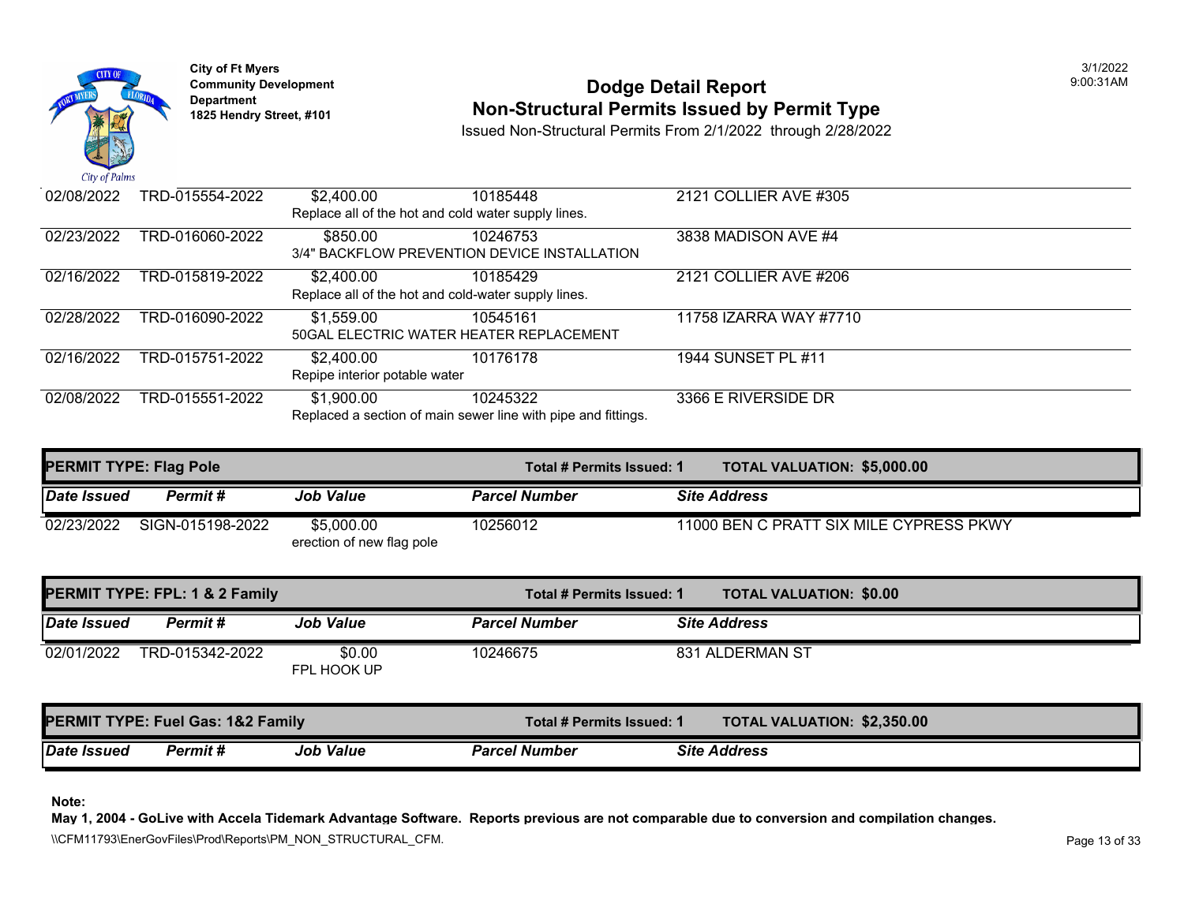City of Ft Myers
Community Development Department
1825 Hendry Street, #101

# Dodge Detail Report
## Non-Structural Permits Issued by Permit Type

Issued Non-Structural Permits From 2/1/2022 through 2/28/2022

| Date Issued | Permit # | Job Value | Parcel Number | Site Address |
|---|---|---|---|---|
| 02/08/2022 | TRD-015554-2022 | $2,400.00<br>Replace all of the hot and cold water supply lines. | 10185448 | 2121 COLLIER AVE #305 |
| 02/23/2022 | TRD-016060-2022 | $850.00<br>3/4" BACKFLOW PREVENTION DEVICE INSTALLATION | 10246753 | 3838 MADISON AVE #4 |
| 02/16/2022 | TRD-015819-2022 | $2,400.00<br>Replace all of the hot and cold-water supply lines. | 10185429 | 2121 COLLIER AVE #206 |
| 02/28/2022 | TRD-016090-2022 | $1,559.00<br>50GAL ELECTRIC WATER HEATER REPLACEMENT | 10545161 | 11758 IZARRA WAY #7710 |
| 02/16/2022 | TRD-015751-2022 | $2,400.00<br>Repipe interior potable water | 10176178 | 1944 SUNSET PL #11 |
| 02/08/2022 | TRD-015551-2022 | $1,900.00<br>Replaced a section of main sewer line with pipe and fittings. | 10245322 | 3366 E RIVERSIDE DR |

**PERMIT TYPE: Flag Pole** — **Total # Permits Issued: 1** — **TOTAL VALUATION: $5,000.00**

| Date Issued | Permit # | Job Value | Parcel Number | Site Address |
|---|---|---|---|---|
| 02/23/2022 | SIGN-015198-2022 | $5,000.00<br>erection of new flag pole | 10256012 | 11000 BEN C PRATT SIX MILE CYPRESS PKWY |

**PERMIT TYPE: FPL: 1 & 2 Family** — **Total # Permits Issued: 1** — **TOTAL VALUATION: $0.00**

| Date Issued | Permit # | Job Value | Parcel Number | Site Address |
|---|---|---|---|---|
| 02/01/2022 | TRD-015342-2022 | $0.00<br>FPL HOOK UP | 10246675 | 831 ALDERMAN ST |

**PERMIT TYPE: Fuel Gas: 1&2 Family** — **Total # Permits Issued: 1** — **TOTAL VALUATION: $2,350.00**

| Date Issued | Permit # | Job Value | Parcel Number | Site Address |
|---|---|---|---|---|

**Note:**
**May 1, 2004 - GoLive with Accela Tidemark Advantage Software. Reports previous are not comparable due to conversion and compilation changes.**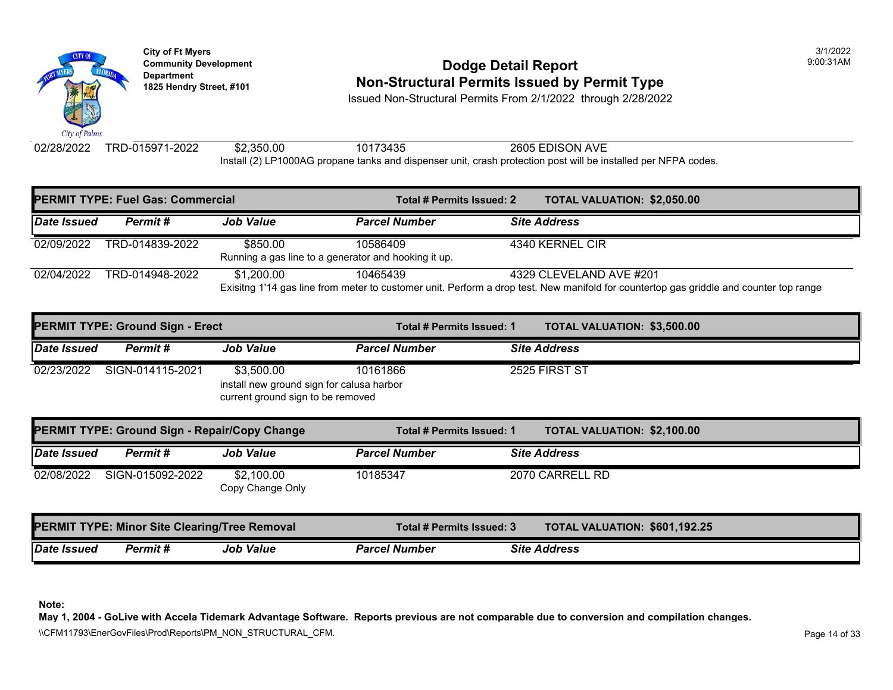**City of Ft Myers**
**Community Development Department**
**1825 Hendry Street, #101**

# Dodge Detail Report
## Non-Structural Permits Issued by Permit Type

Issued Non-Structural Permits From 2/1/2022 through 2/28/2022

3/1/2022
9:00:31AM

| Date Issued | Permit # | Job Value | Parcel Number | Site Address |
|---|---|---|---|---|
| 02/28/2022 | TRD-015971-2022 | $2,350.00 | 10173435 | 2605 EDISON AVE |
| | | Install (2) LP1000AG propane tanks and dispenser unit, crash protection post will be installed per NFPA codes. | | |

**PERMIT TYPE: Fuel Gas: Commercial** — **Total # Permits Issued: 2** — **TOTAL VALUATION: $2,050.00**

| Date Issued | Permit # | Job Value | Parcel Number | Site Address |
|---|---|---|---|---|
| 02/09/2022 | TRD-014839-2022 | $850.00 | 10586409 | 4340 KERNEL CIR |
| | | Running a gas line to a generator and hooking it up. | | |
| 02/04/2022 | TRD-014948-2022 | $1,200.00 | 10465439 | 4329 CLEVELAND AVE #201 |
| | | Exisitng 1'14 gas line from meter to customer unit. Perform a drop test. New manifold for countertop gas griddle and counter top range | | |

**PERMIT TYPE: Ground Sign - Erect** — **Total # Permits Issued: 1** — **TOTAL VALUATION: $3,500.00**

| Date Issued | Permit # | Job Value | Parcel Number | Site Address |
|---|---|---|---|---|
| 02/23/2022 | SIGN-014115-2021 | $3,500.00 | 10161866 | 2525 FIRST ST |
| | | install new ground sign for calusa harbor current ground sign to be removed | | |

**PERMIT TYPE: Ground Sign - Repair/Copy Change** — **Total # Permits Issued: 1** — **TOTAL VALUATION: $2,100.00**

| Date Issued | Permit # | Job Value | Parcel Number | Site Address |
|---|---|---|---|---|
| 02/08/2022 | SIGN-015092-2022 | $2,100.00 | 10185347 | 2070 CARRELL RD |
| | | Copy Change Only | | |

**PERMIT TYPE: Minor Site Clearing/Tree Removal** — **Total # Permits Issued: 3** — **TOTAL VALUATION: $601,192.25**

| Date Issued | Permit # | Job Value | Parcel Number | Site Address |
|---|---|---|---|---|

**Note:**
**May 1, 2004 - GoLive with Accela Tidemark Advantage Software. Reports previous are not comparable due to conversion and compilation changes.**

\\CFM11793\EnerGovFiles\Prod\Reports\PM_NON_STRUCTURAL_CFM.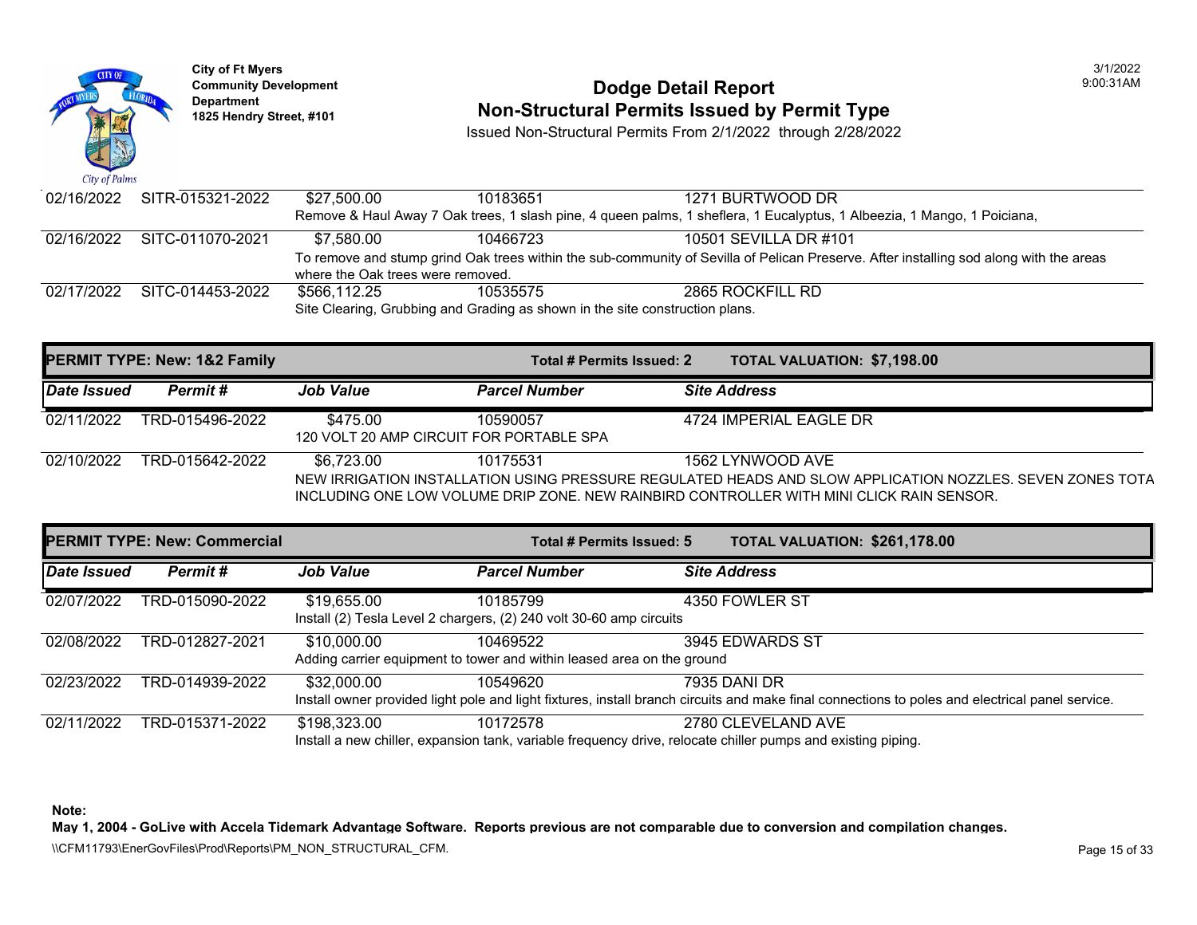City of Ft Myers
Community Development Department
1825 Hendry Street, #101

# Dodge Detail Report
## Non-Structural Permits Issued by Permit Type

Issued Non-Structural Permits From 2/1/2022 through 2/28/2022

| Date Issued | Permit # | Job Value | Parcel Number | Site Address |
|---|---|---|---|---|
| 02/16/2022 | SITR-015321-2022 | $27,500.00 | 10183651 | 1271 BURTWOOD DR |
| | | Remove & Haul Away 7 Oak trees, 1 slash pine, 4 queen palms, 1 sheflera, 1 Eucalyptus, 1 Albeezia, 1 Mango, 1 Poiciana, | | |
| 02/16/2022 | SITC-011070-2021 | $7,580.00 | 10466723 | 10501 SEVILLA DR #101 |
| | | To remove and stump grind Oak trees within the sub-community of Sevilla of Pelican Preserve. After installing sod along with the areas where the Oak trees were removed. | | |
| 02/17/2022 | SITC-014453-2022 | $566,112.25 | 10535575 | 2865 ROCKFILL RD |
| | | Site Clearing, Grubbing and Grading as shown in the site construction plans. | | |

**PERMIT TYPE: New: 1&2 Family** — **Total # Permits Issued: 2** — **TOTAL VALUATION: $7,198.00**

| Date Issued | Permit # | Job Value | Parcel Number | Site Address |
|---|---|---|---|---|
| 02/11/2022 | TRD-015496-2022 | $475.00 | 10590057 | 4724 IMPERIAL EAGLE DR |
| | | 120 VOLT 20 AMP CIRCUIT FOR PORTABLE SPA | | |
| 02/10/2022 | TRD-015642-2022 | $6,723.00 | 10175531 | 1562 LYNWOOD AVE |
| | | NEW IRRIGATION INSTALLATION USING PRESSURE REGULATED HEADS AND SLOW APPLICATION NOZZLES. SEVEN ZONES TOTA INCLUDING ONE LOW VOLUME DRIP ZONE. NEW RAINBIRD CONTROLLER WITH MINI CLICK RAIN SENSOR. | | |

**PERMIT TYPE: New: Commercial** — **Total # Permits Issued: 5** — **TOTAL VALUATION: $261,178.00**

| Date Issued | Permit # | Job Value | Parcel Number | Site Address |
|---|---|---|---|---|
| 02/07/2022 | TRD-015090-2022 | $19,655.00 | 10185799 | 4350 FOWLER ST |
| | | Install (2) Tesla Level 2 chargers, (2) 240 volt 30-60 amp circuits | | |
| 02/08/2022 | TRD-012827-2021 | $10,000.00 | 10469522 | 3945 EDWARDS ST |
| | | Adding carrier equipment to tower and within leased area on the ground | | |
| 02/23/2022 | TRD-014939-2022 | $32,000.00 | 10549620 | 7935 DANI DR |
| | | Install owner provided light pole and light fixtures, install branch circuits and make final connections to poles and electrical panel service. | | |
| 02/11/2022 | TRD-015371-2022 | $198,323.00 | 10172578 | 2780 CLEVELAND AVE |
| | | Install a new chiller, expansion tank, variable frequency drive, relocate chiller pumps and existing piping. | | |

**Note:**
**May 1, 2004 - GoLive with Accela Tidemark Advantage Software. Reports previous are not comparable due to conversion and compilation changes.**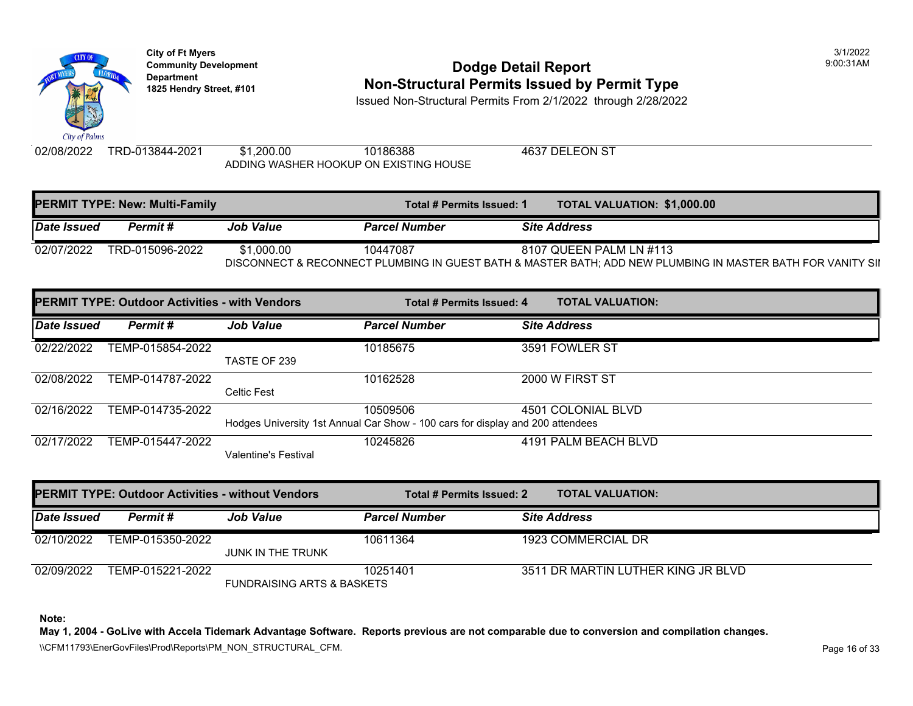City of Ft Myers
Community Development Department
1825 Hendry Street, #101

# Dodge Detail Report
## Non-Structural Permits Issued by Permit Type

Issued Non-Structural Permits From 2/1/2022 through 2/28/2022

| Date Issued | Permit # | Job Value | Parcel Number | Site Address |
|---|---|---|---|---|
| 02/08/2022 | TRD-013844-2021 | $1,200.00 | 10186388 | 4637 DELEON ST |
| | | ADDING WASHER HOOKUP ON EXISTING HOUSE | | |

**PERMIT TYPE: New: Multi-Family** — **Total # Permits Issued: 1** — **TOTAL VALUATION: $1,000.00**

| Date Issued | Permit # | Job Value | Parcel Number | Site Address |
|---|---|---|---|---|
| 02/07/2022 | TRD-015096-2022 | $1,000.00 | 10447087 | 8107 QUEEN PALM LN #113 |
| | | DISCONNECT & RECONNECT PLUMBING IN GUEST BATH & MASTER BATH; ADD NEW PLUMBING IN MASTER BATH FOR VANITY SI | | |

**PERMIT TYPE: Outdoor Activities - with Vendors** — **Total # Permits Issued: 4** — **TOTAL VALUATION:**

| Date Issued | Permit # | Job Value | Parcel Number | Site Address |
|---|---|---|---|---|
| 02/22/2022 | TEMP-015854-2022 | | 10185675 | 3591 FOWLER ST |
| | | TASTE OF 239 | | |
| 02/08/2022 | TEMP-014787-2022 | | 10162528 | 2000 W FIRST ST |
| | | Celtic Fest | | |
| 02/16/2022 | TEMP-014735-2022 | | 10509506 | 4501 COLONIAL BLVD |
| | | Hodges University 1st Annual Car Show - 100 cars for display and 200 attendees | | |
| 02/17/2022 | TEMP-015447-2022 | | 10245826 | 4191 PALM BEACH BLVD |
| | | Valentine's Festival | | |

**PERMIT TYPE: Outdoor Activities - without Vendors** — **Total # Permits Issued: 2** — **TOTAL VALUATION:**

| Date Issued | Permit # | Job Value | Parcel Number | Site Address |
|---|---|---|---|---|
| 02/10/2022 | TEMP-015350-2022 | | 10611364 | 1923 COMMERCIAL DR |
| | | JUNK IN THE TRUNK | | |
| 02/09/2022 | TEMP-015221-2022 | | 10251401 | 3511 DR MARTIN LUTHER KING JR BLVD |
| | | FUNDRAISING ARTS & BASKETS | | |

**Note:**
**May 1, 2004 - GoLive with Accela Tidemark Advantage Software. Reports previous are not comparable due to conversion and compilation changes.**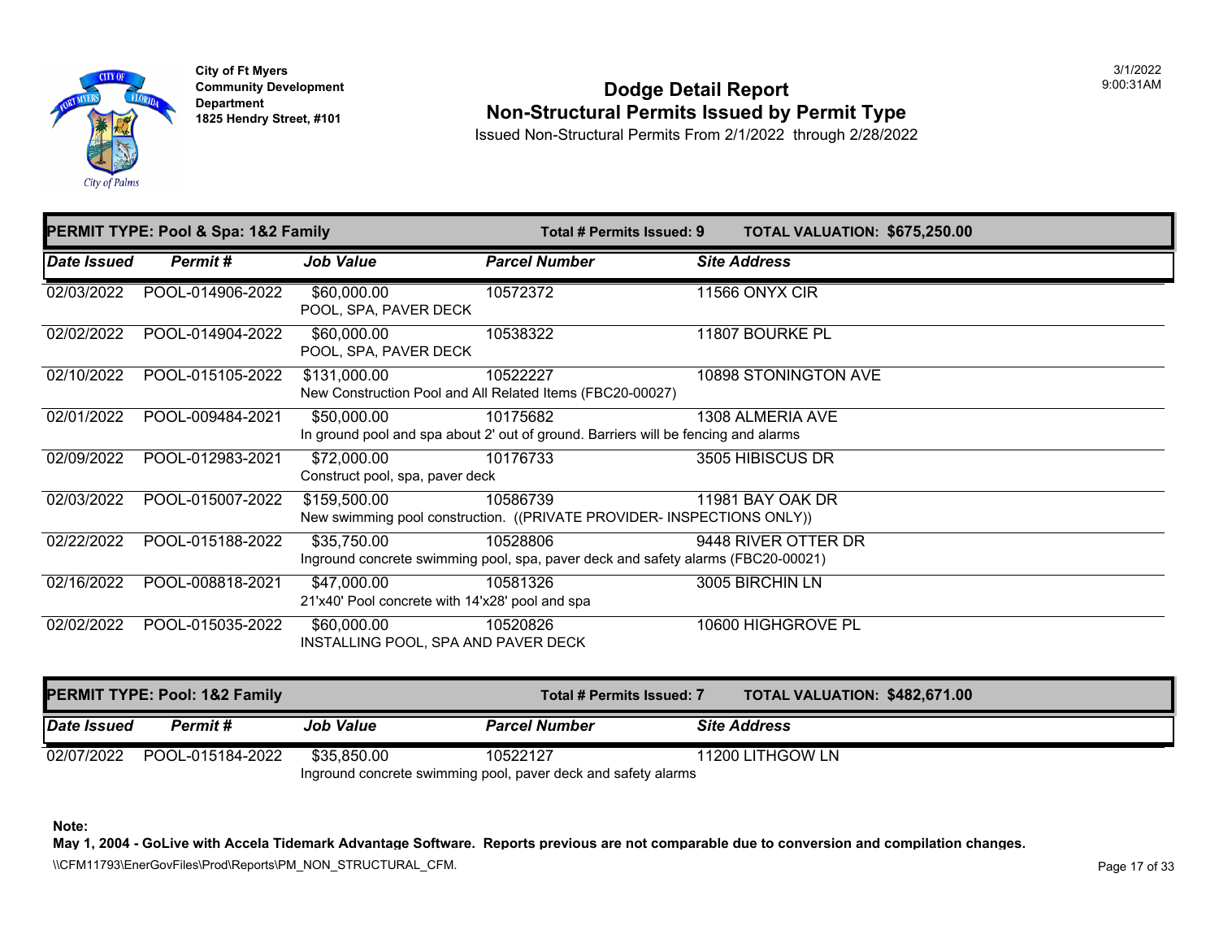City of Ft Myers
Community Development Department
1825 Hendry Street, #101

# Dodge Detail Report
## Non-Structural Permits Issued by Permit Type

Issued Non-Structural Permits From 2/1/2022 through 2/28/2022

3/1/2022
9:00:31AM

**PERMIT TYPE: Pool & Spa: 1&2 Family** — **Total # Permits Issued: 9** — **TOTAL VALUATION: $675,250.00**

| Date Issued | Permit # | Job Value | Parcel Number | Site Address |
|---|---|---|---|---|
| 02/03/2022 | POOL-014906-2022 | $60,000.00<br>POOL, SPA, PAVER DECK | 10572372 | 11566 ONYX CIR |
| 02/02/2022 | POOL-014904-2022 | $60,000.00<br>POOL, SPA, PAVER DECK | 10538322 | 11807 BOURKE PL |
| 02/10/2022 | POOL-015105-2022 | $131,000.00<br>New Construction Pool and All Related Items (FBC20-00027) | 10522227 | 10898 STONINGTON AVE |
| 02/01/2022 | POOL-009484-2021 | $50,000.00<br>In ground pool and spa about 2' out of ground. Barriers will be fencing and alarms | 10175682 | 1308 ALMERIA AVE |
| 02/09/2022 | POOL-012983-2021 | $72,000.00<br>Construct pool, spa, paver deck | 10176733 | 3505 HIBISCUS DR |
| 02/03/2022 | POOL-015007-2022 | $159,500.00<br>New swimming pool construction. ((PRIVATE PROVIDER- INSPECTIONS ONLY)) | 10586739 | 11981 BAY OAK DR |
| 02/22/2022 | POOL-015188-2022 | $35,750.00<br>Inground concrete swimming pool, spa, paver deck and safety alarms (FBC20-00021) | 10528806 | 9448 RIVER OTTER DR |
| 02/16/2022 | POOL-008818-2021 | $47,000.00<br>21'x40' Pool concrete with 14'x28' pool and spa | 10581326 | 3005 BIRCHIN LN |
| 02/02/2022 | POOL-015035-2022 | $60,000.00<br>INSTALLING POOL, SPA AND PAVER DECK | 10520826 | 10600 HIGHGROVE PL |

**PERMIT TYPE: Pool: 1&2 Family** — **Total # Permits Issued: 7** — **TOTAL VALUATION: $482,671.00**

| Date Issued | Permit # | Job Value | Parcel Number | Site Address |
|---|---|---|---|---|
| 02/07/2022 | POOL-015184-2022 | $35,850.00<br>Inground concrete swimming pool, paver deck and safety alarms | 10522127 | 11200 LITHGOW LN |

**Note:**
**May 1, 2004 - GoLive with Accela Tidemark Advantage Software. Reports previous are not comparable due to conversion and compilation changes.**

\\CFM11793\EnerGovFiles\Prod\Reports\PM_NON_STRUCTURAL_CFM.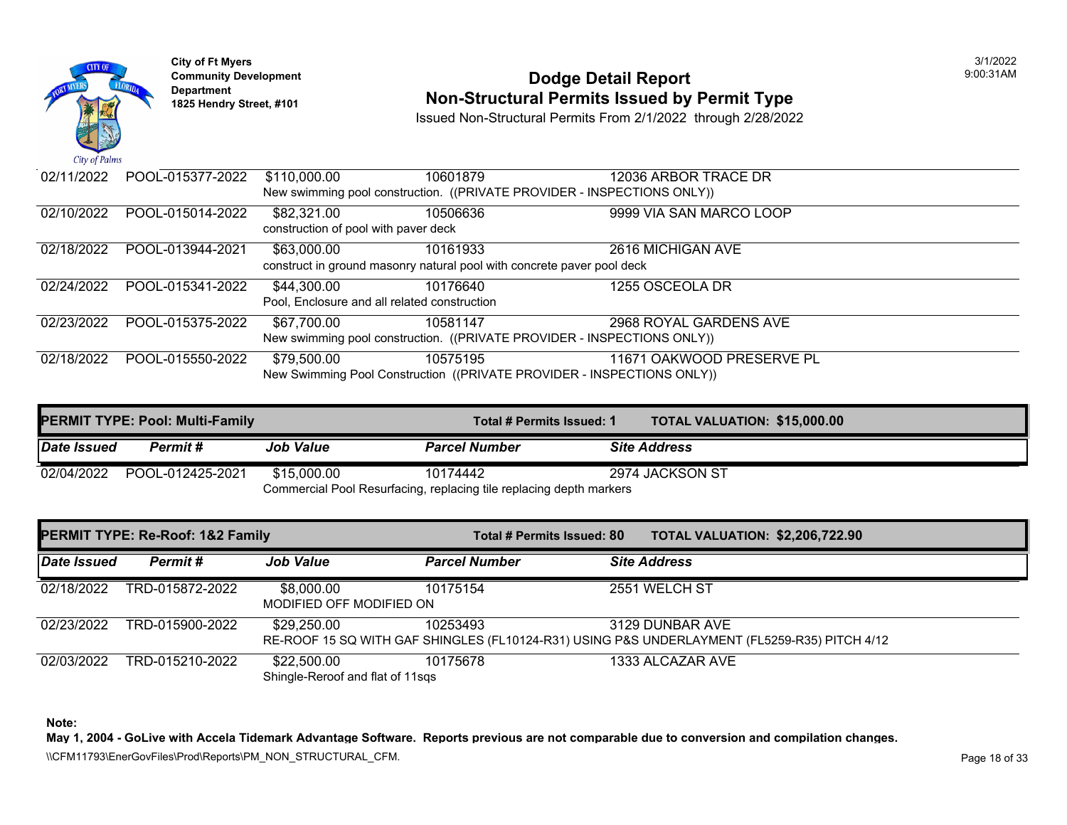City of Ft Myers
Community Development Department
1825 Hendry Street, #101

# Dodge Detail Report
## Non-Structural Permits Issued by Permit Type

Issued Non-Structural Permits From 2/1/2022 through 2/28/2022

| Date Issued | Permit # | Job Value | Parcel Number | Site Address |
|---|---|---|---|---|
| 02/11/2022 | POOL-015377-2022 | $110,000.00 | 10601879 | 12036 ARBOR TRACE DR |
| | | New swimming pool construction. ((PRIVATE PROVIDER - INSPECTIONS ONLY)) | | |
| 02/10/2022 | POOL-015014-2022 | $82,321.00 | 10506636 | 9999 VIA SAN MARCO LOOP |
| | | construction of pool with paver deck | | |
| 02/18/2022 | POOL-013944-2021 | $63,000.00 | 10161933 | 2616 MICHIGAN AVE |
| | | construct in ground masonry natural pool with concrete paver pool deck | | |
| 02/24/2022 | POOL-015341-2022 | $44,300.00 | 10176640 | 1255 OSCEOLA DR |
| | | Pool, Enclosure and all related construction | | |
| 02/23/2022 | POOL-015375-2022 | $67,700.00 | 10581147 | 2968 ROYAL GARDENS AVE |
| | | New swimming pool construction. ((PRIVATE PROVIDER - INSPECTIONS ONLY)) | | |
| 02/18/2022 | POOL-015550-2022 | $79,500.00 | 10575195 | 11671 OAKWOOD PRESERVE PL |
| | | New Swimming Pool Construction ((PRIVATE PROVIDER - INSPECTIONS ONLY)) | | |

**PERMIT TYPE: Pool: Multi-Family** — **Total # Permits Issued: 1** — **TOTAL VALUATION: $15,000.00**

| Date Issued | Permit # | Job Value | Parcel Number | Site Address |
|---|---|---|---|---|
| 02/04/2022 | POOL-012425-2021 | $15,000.00 | 10174442 | 2974 JACKSON ST |
| | | Commercial Pool Resurfacing, replacing tile replacing depth markers | | |

**PERMIT TYPE: Re-Roof: 1&2 Family** — **Total # Permits Issued: 80** — **TOTAL VALUATION: $2,206,722.90**

| Date Issued | Permit # | Job Value | Parcel Number | Site Address |
|---|---|---|---|---|
| 02/18/2022 | TRD-015872-2022 | $8,000.00 | 10175154 | 2551 WELCH ST |
| | | MODIFIED OFF MODIFIED ON | | |
| 02/23/2022 | TRD-015900-2022 | $29,250.00 | 10253493 | 3129 DUNBAR AVE |
| | | RE-ROOF 15 SQ WITH GAF SHINGLES (FL10124-R31) USING P&S UNDERLAYMENT (FL5259-R35) PITCH 4/12 | | |
| 02/03/2022 | TRD-015210-2022 | $22,500.00 | 10175678 | 1333 ALCAZAR AVE |
| | | Shingle-Reroof and flat of 11sqs | | |

**Note:**
**May 1, 2004 - GoLive with Accela Tidemark Advantage Software. Reports previous are not comparable due to conversion and compilation changes.**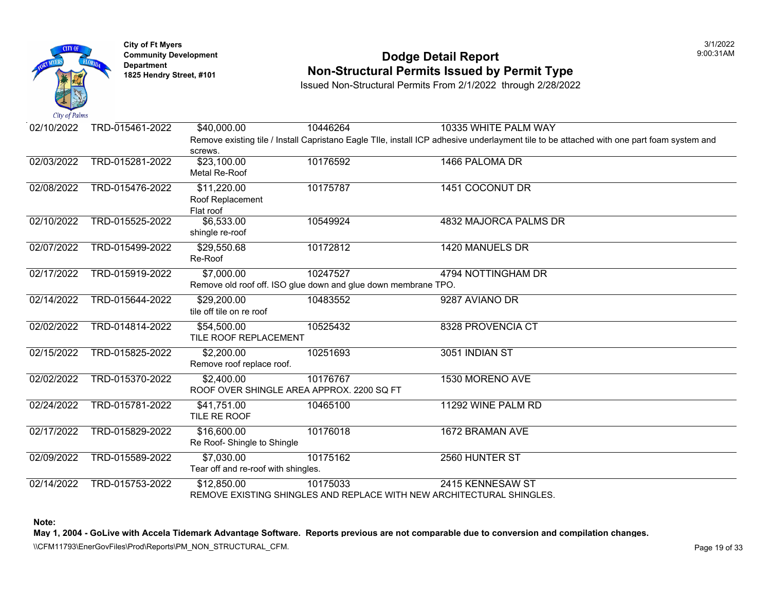City of Ft Myers
Community Development Department
1825 Hendry Street, #101

# Dodge Detail Report
## Non-Structural Permits Issued by Permit Type

Issued Non-Structural Permits From 2/1/2022 through 2/28/2022

| Date | Permit # | Value | Parcel | Address |
|---|---|---|---|---|
| 02/10/2022 | TRD-015461-2022 | $40,000.00 | 10446264 | 10335 WHITE PALM WAY |
| | | Remove existing tile / Install Capristano Eagle TIle, install ICP adhesive underlayment tile to be attached with one part foam system and screws. | | |
| 02/03/2022 | TRD-015281-2022 | $23,100.00 | 10176592 | 1466 PALOMA DR |
| | | Metal Re-Roof | | |
| 02/08/2022 | TRD-015476-2022 | $11,220.00 | 10175787 | 1451 COCONUT DR |
| | | Roof Replacement Flat roof | | |
| 02/10/2022 | TRD-015525-2022 | $6,533.00 | 10549924 | 4832 MAJORCA PALMS DR |
| | | shingle re-roof | | |
| 02/07/2022 | TRD-015499-2022 | $29,550.68 | 10172812 | 1420 MANUELS DR |
| | | Re-Roof | | |
| 02/17/2022 | TRD-015919-2022 | $7,000.00 | 10247527 | 4794 NOTTINGHAM DR |
| | | Remove old roof off. ISO glue down and glue down membrane TPO. | | |
| 02/14/2022 | TRD-015644-2022 | $29,200.00 | 10483552 | 9287 AVIANO DR |
| | | tile off tile on re roof | | |
| 02/02/2022 | TRD-014814-2022 | $54,500.00 | 10525432 | 8328 PROVENCIA CT |
| | | TILE ROOF REPLACEMENT | | |
| 02/15/2022 | TRD-015825-2022 | $2,200.00 | 10251693 | 3051 INDIAN ST |
| | | Remove roof replace roof. | | |
| 02/02/2022 | TRD-015370-2022 | $2,400.00 | 10176767 | 1530 MORENO AVE |
| | | ROOF OVER SHINGLE AREA APPROX. 2200 SQ FT | | |
| 02/24/2022 | TRD-015781-2022 | $41,751.00 | 10465100 | 11292 WINE PALM RD |
| | | TILE RE ROOF | | |
| 02/17/2022 | TRD-015829-2022 | $16,600.00 | 10176018 | 1672 BRAMAN AVE |
| | | Re Roof- Shingle to Shingle | | |
| 02/09/2022 | TRD-015589-2022 | $7,030.00 | 10175162 | 2560 HUNTER ST |
| | | Tear off and re-roof with shingles. | | |
| 02/14/2022 | TRD-015753-2022 | $12,850.00 | 10175033 | 2415 KENNESAW ST |
| | | REMOVE EXISTING SHINGLES AND REPLACE WITH NEW ARCHITECTURAL SHINGLES. | | |

**Note:**
**May 1, 2004 - GoLive with Accela Tidemark Advantage Software. Reports previous are not comparable due to conversion and compilation changes.**

\\CFM11793\EnerGovFiles\Prod\Reports\PM_NON_STRUCTURAL_CFM.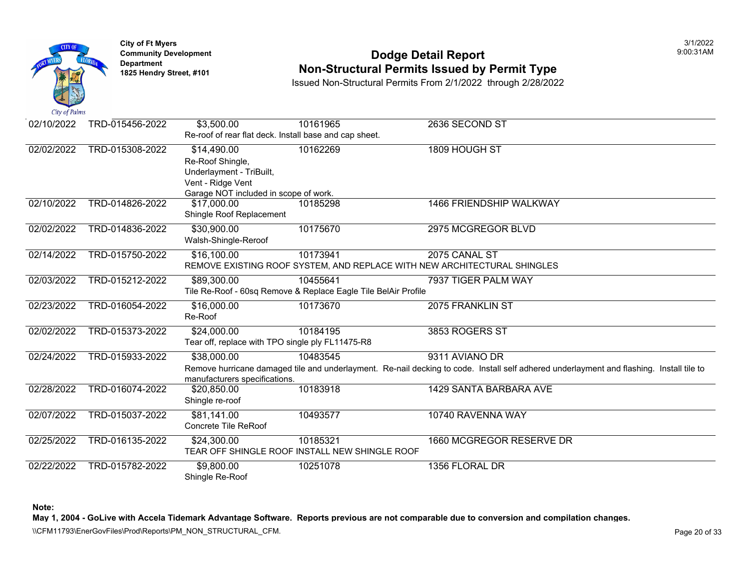**City of Ft Myers**
**Community Development Department**
**1825 Hendry Street, #101**

# Dodge Detail Report
## Non-Structural Permits Issued by Permit Type

Issued Non-Structural Permits From 2/1/2022 through 2/28/2022

3/1/2022
9:00:31AM

| Date | Permit # | Value | Parcel | Address |
|---|---|---|---|---|
| 02/10/2022 | TRD-015456-2022 | $3,500.00 | 10161965 | 2636 SECOND ST |
| | | Re-roof of rear flat deck. Install base and cap sheet. | | |
| 02/02/2022 | TRD-015308-2022 | $14,490.00 | 10162269 | 1809 HOUGH ST |
| | | Re-Roof Shingle, Underlayment - TriBuilt, Vent - Ridge Vent Garage NOT included in scope of work. | | |
| 02/10/2022 | TRD-014826-2022 | $17,000.00 | 10185298 | 1466 FRIENDSHIP WALKWAY |
| | | Shingle Roof Replacement | | |
| 02/02/2022 | TRD-014836-2022 | $30,900.00 | 10175670 | 2975 MCGREGOR BLVD |
| | | Walsh-Shingle-Reroof | | |
| 02/14/2022 | TRD-015750-2022 | $16,100.00 | 10173941 | 2075 CANAL ST |
| | | REMOVE EXISTING ROOF SYSTEM, AND REPLACE WITH NEW ARCHITECTURAL SHINGLES | | |
| 02/03/2022 | TRD-015212-2022 | $89,300.00 | 10455641 | 7937 TIGER PALM WAY |
| | | Tile Re-Roof - 60sq Remove & Replace Eagle Tile BelAir Profile | | |
| 02/23/2022 | TRD-016054-2022 | $16,000.00 | 10173670 | 2075 FRANKLIN ST |
| | | Re-Roof | | |
| 02/02/2022 | TRD-015373-2022 | $24,000.00 | 10184195 | 3853 ROGERS ST |
| | | Tear off, replace with TPO single ply FL11475-R8 | | |
| 02/24/2022 | TRD-015933-2022 | $38,000.00 | 10483545 | 9311 AVIANO DR |
| | | Remove hurricane damaged tile and underlayment. Re-nail decking to code. Install self adhered underlayment and flashing. Install tile to manufacturers specifications. | | |
| 02/28/2022 | TRD-016074-2022 | $20,850.00 | 10183918 | 1429 SANTA BARBARA AVE |
| | | Shingle re-roof | | |
| 02/07/2022 | TRD-015037-2022 | $81,141.00 | 10493577 | 10740 RAVENNA WAY |
| | | Concrete Tile ReRoof | | |
| 02/25/2022 | TRD-016135-2022 | $24,300.00 | 10185321 | 1660 MCGREGOR RESERVE DR |
| | | TEAR OFF SHINGLE ROOF INSTALL NEW SHINGLE ROOF | | |
| 02/22/2022 | TRD-015782-2022 | $9,800.00 | 10251078 | 1356 FLORAL DR |
| | | Shingle Re-Roof | | |

**Note:**
**May 1, 2004 - GoLive with Accela Tidemark Advantage Software. Reports previous are not comparable due to conversion and compilation changes.**

\\CFM11793\EnerGovFiles\Prod\Reports\PM_NON_STRUCTURAL_CFM.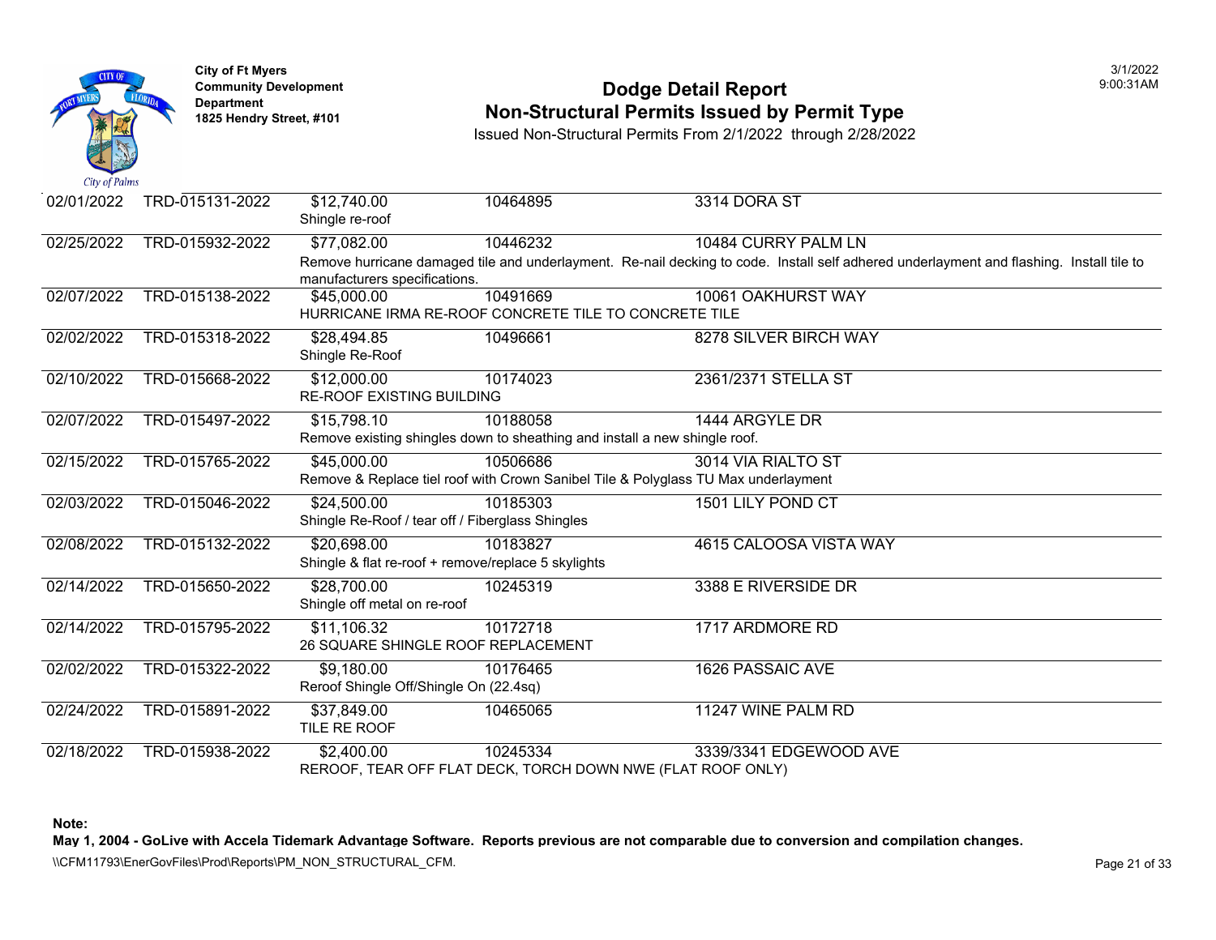City of Ft Myers
Community Development Department
1825 Hendry Street, #101

# Dodge Detail Report
## Non-Structural Permits Issued by Permit Type

Issued Non-Structural Permits From 2/1/2022 through 2/28/2022

| Date | Permit # | Valuation | Parcel | Address |
|---|---|---|---|---|
| 02/01/2022 | TRD-015131-2022 | $12,740.00 | 10464895 | 3314 DORA ST |
| | | Shingle re-roof | | |
| 02/25/2022 | TRD-015932-2022 | $77,082.00 | 10446232 | 10484 CURRY PALM LN |
| | | Remove hurricane damaged tile and underlayment. Re-nail decking to code. Install self adhered underlayment and flashing. Install tile to manufacturers specifications. | | |
| 02/07/2022 | TRD-015138-2022 | $45,000.00 | 10491669 | 10061 OAKHURST WAY |
| | | HURRICANE IRMA RE-ROOF CONCRETE TILE TO CONCRETE TILE | | |
| 02/02/2022 | TRD-015318-2022 | $28,494.85 | 10496661 | 8278 SILVER BIRCH WAY |
| | | Shingle Re-Roof | | |
| 02/10/2022 | TRD-015668-2022 | $12,000.00 | 10174023 | 2361/2371 STELLA ST |
| | | RE-ROOF EXISTING BUILDING | | |
| 02/07/2022 | TRD-015497-2022 | $15,798.10 | 10188058 | 1444 ARGYLE DR |
| | | Remove existing shingles down to sheathing and install a new shingle roof. | | |
| 02/15/2022 | TRD-015765-2022 | $45,000.00 | 10506686 | 3014 VIA RIALTO ST |
| | | Remove & Replace tiel roof with Crown Sanibel Tile & Polyglass TU Max underlayment | | |
| 02/03/2022 | TRD-015046-2022 | $24,500.00 | 10185303 | 1501 LILY POND CT |
| | | Shingle Re-Roof / tear off / Fiberglass Shingles | | |
| 02/08/2022 | TRD-015132-2022 | $20,698.00 | 10183827 | 4615 CALOOSA VISTA WAY |
| | | Shingle & flat re-roof + remove/replace 5 skylights | | |
| 02/14/2022 | TRD-015650-2022 | $28,700.00 | 10245319 | 3388 E RIVERSIDE DR |
| | | Shingle off metal on re-roof | | |
| 02/14/2022 | TRD-015795-2022 | $11,106.32 | 10172718 | 1717 ARDMORE RD |
| | | 26 SQUARE SHINGLE ROOF REPLACEMENT | | |
| 02/02/2022 | TRD-015322-2022 | $9,180.00 | 10176465 | 1626 PASSAIC AVE |
| | | Reroof Shingle Off/Shingle On (22.4sq) | | |
| 02/24/2022 | TRD-015891-2022 | $37,849.00 | 10465065 | 11247 WINE PALM RD |
| | | TILE RE ROOF | | |
| 02/18/2022 | TRD-015938-2022 | $2,400.00 | 10245334 | 3339/3341 EDGEWOOD AVE |
| | | REROOF, TEAR OFF FLAT DECK, TORCH DOWN NWE (FLAT ROOF ONLY) | | |

**Note:**
**May 1, 2004 - GoLive with Accela Tidemark Advantage Software. Reports previous are not comparable due to conversion and compilation changes.**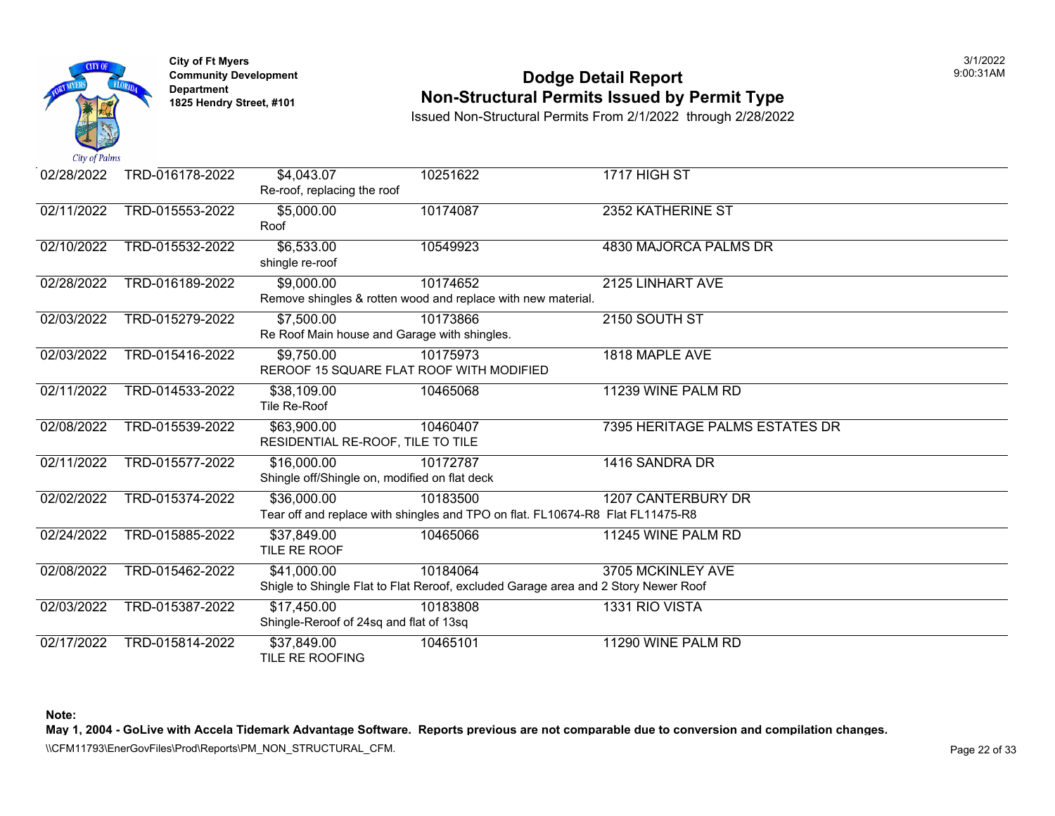**City of Ft Myers**
**Community Development Department**
**1825 Hendry Street, #101**

# Dodge Detail Report
## Non-Structural Permits Issued by Permit Type

Issued Non-Structural Permits From 2/1/2022 through 2/28/2022

3/1/2022 9:00:31AM

| Date | Permit # | Value / Description | Parcel | Address |
|---|---|---|---|---|
| 02/28/2022 | TRD-016178-2022 | $4,043.07<br>Re-roof, replacing the roof | 10251622 | 1717 HIGH ST |
| 02/11/2022 | TRD-015553-2022 | $5,000.00<br>Roof | 10174087 | 2352 KATHERINE ST |
| 02/10/2022 | TRD-015532-2022 | $6,533.00<br>shingle re-roof | 10549923 | 4830 MAJORCA PALMS DR |
| 02/28/2022 | TRD-016189-2022 | $9,000.00<br>Remove shingles & rotten wood and replace with new material. | 10174652 | 2125 LINHART AVE |
| 02/03/2022 | TRD-015279-2022 | $7,500.00<br>Re Roof Main house and Garage with shingles. | 10173866 | 2150 SOUTH ST |
| 02/03/2022 | TRD-015416-2022 | $9,750.00<br>REROOF 15 SQUARE FLAT ROOF WITH MODIFIED | 10175973 | 1818 MAPLE AVE |
| 02/11/2022 | TRD-014533-2022 | $38,109.00<br>Tile Re-Roof | 10465068 | 11239 WINE PALM RD |
| 02/08/2022 | TRD-015539-2022 | $63,900.00<br>RESIDENTIAL RE-ROOF, TILE TO TILE | 10460407 | 7395 HERITAGE PALMS ESTATES DR |
| 02/11/2022 | TRD-015577-2022 | $16,000.00<br>Shingle off/Shingle on, modified on flat deck | 10172787 | 1416 SANDRA DR |
| 02/02/2022 | TRD-015374-2022 | $36,000.00<br>Tear off and replace with shingles and TPO on flat. FL10674-R8 Flat FL11475-R8 | 10183500 | 1207 CANTERBURY DR |
| 02/24/2022 | TRD-015885-2022 | $37,849.00<br>TILE RE ROOF | 10465066 | 11245 WINE PALM RD |
| 02/08/2022 | TRD-015462-2022 | $41,000.00<br>Shigle to Shingle Flat to Flat Reroof, excluded Garage area and 2 Story Newer Roof | 10184064 | 3705 MCKINLEY AVE |
| 02/03/2022 | TRD-015387-2022 | $17,450.00<br>Shingle-Reroof of 24sq and flat of 13sq | 10183808 | 1331 RIO VISTA |
| 02/17/2022 | TRD-015814-2022 | $37,849.00<br>TILE RE ROOFING | 10465101 | 11290 WINE PALM RD |

**Note:**
**May 1, 2004 - GoLive with Accela Tidemark Advantage Software. Reports previous are not comparable due to conversion and compilation changes.**

\\CFM11793\EnerGovFiles\Prod\Reports\PM_NON_STRUCTURAL_CFM.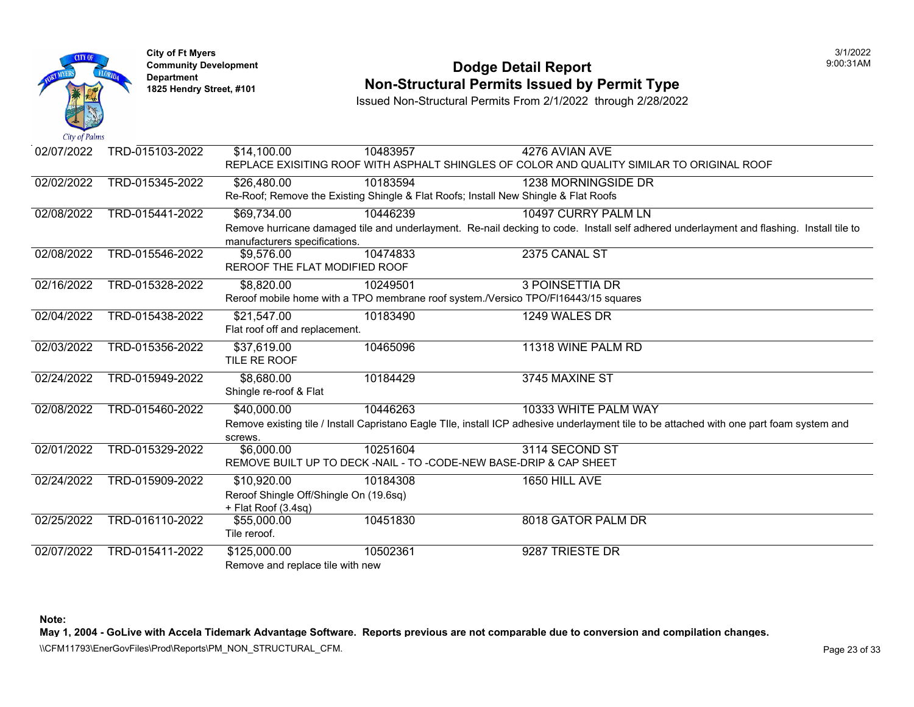City of Ft Myers
Community Development Department
1825 Hendry Street, #101

# Dodge Detail Report
## Non-Structural Permits Issued by Permit Type

Issued Non-Structural Permits From 2/1/2022 through 2/28/2022

| Date | Permit | Value | Parcel | Address / Description |
|---|---|---|---|---|
| 02/07/2022 | TRD-015103-2022 | $14,100.00 | 10483957 | 4276 AVIAN AVE |
| | | REPLACE EXISITING ROOF WITH ASPHALT SHINGLES OF COLOR AND QUALITY SIMILAR TO ORIGINAL ROOF | | |
| 02/02/2022 | TRD-015345-2022 | $26,480.00 | 10183594 | 1238 MORNINGSIDE DR |
| | | Re-Roof; Remove the Existing Shingle & Flat Roofs; Install New Shingle & Flat Roofs | | |
| 02/08/2022 | TRD-015441-2022 | $69,734.00 | 10446239 | 10497 CURRY PALM LN |
| | | Remove hurricane damaged tile and underlayment. Re-nail decking to code. Install self adhered underlayment and flashing. Install tile to manufacturers specifications. | | |
| 02/08/2022 | TRD-015546-2022 | $9,576.00 | 10474833 | 2375 CANAL ST |
| | | REROOF THE FLAT MODIFIED ROOF | | |
| 02/16/2022 | TRD-015328-2022 | $8,820.00 | 10249501 | 3 POINSETTIA DR |
| | | Reroof mobile home with a TPO membrane roof system./Versico TPO/Fl16443/15 squares | | |
| 02/04/2022 | TRD-015438-2022 | $21,547.00 | 10183490 | 1249 WALES DR |
| | | Flat roof off and replacement. | | |
| 02/03/2022 | TRD-015356-2022 | $37,619.00 | 10465096 | 11318 WINE PALM RD |
| | | TILE RE ROOF | | |
| 02/24/2022 | TRD-015949-2022 | $8,680.00 | 10184429 | 3745 MAXINE ST |
| | | Shingle re-roof & Flat | | |
| 02/08/2022 | TRD-015460-2022 | $40,000.00 | 10446263 | 10333 WHITE PALM WAY |
| | | Remove existing tile / Install Capristano Eagle TIle, install ICP adhesive underlayment tile to be attached with one part foam system and screws. | | |
| 02/01/2022 | TRD-015329-2022 | $6,000.00 | 10251604 | 3114 SECOND ST |
| | | REMOVE BUILT UP TO DECK -NAIL - TO -CODE-NEW BASE-DRIP & CAP SHEET | | |
| 02/24/2022 | TRD-015909-2022 | $10,920.00 | 10184308 | 1650 HILL AVE |
| | | Reroof Shingle Off/Shingle On (19.6sq) + Flat Roof (3.4sq) | | |
| 02/25/2022 | TRD-016110-2022 | $55,000.00 | 10451830 | 8018 GATOR PALM DR |
| | | Tile reroof. | | |
| 02/07/2022 | TRD-015411-2022 | $125,000.00 | 10502361 | 9287 TRIESTE DR |
| | | Remove and replace tile with new | | |

**Note:**
**May 1, 2004 - GoLive with Accela Tidemark Advantage Software. Reports previous are not comparable due to conversion and compilation changes.**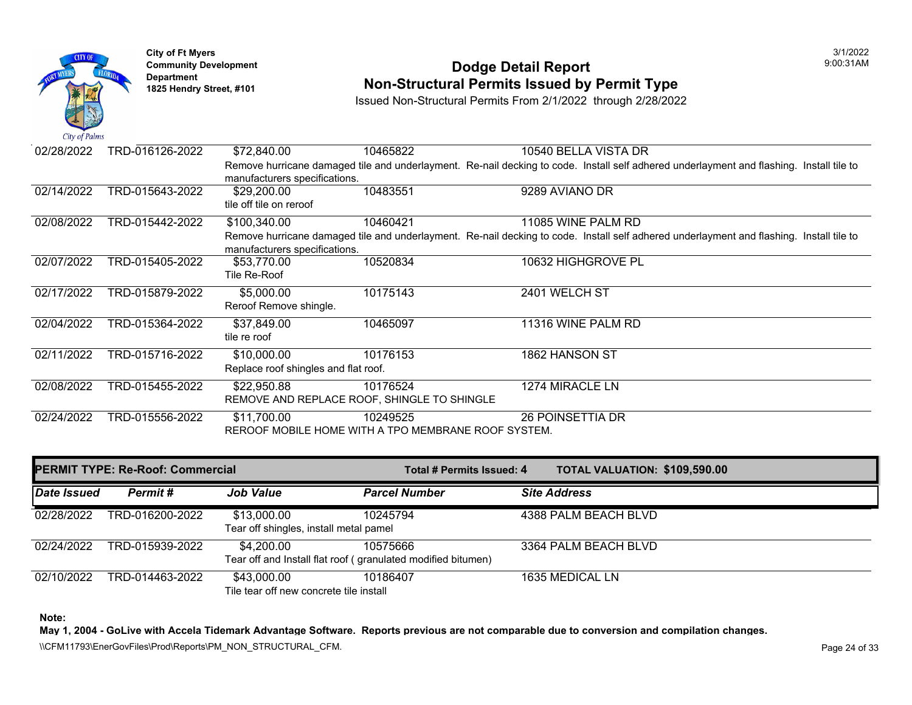City of Ft Myers
Community Development Department
1825 Hendry Street, #101

# Dodge Detail Report
## Non-Structural Permits Issued by Permit Type

Issued Non-Structural Permits From 2/1/2022 through 2/28/2022

| Date Issued | Permit # | Job Value | Parcel Number | Site Address |
|---|---|---|---|---|
| 02/28/2022 | TRD-016126-2022 | $72,840.00 | 10465822 | 10540 BELLA VISTA DR |
| | | Remove hurricane damaged tile and underlayment. Re-nail decking to code. Install self adhered underlayment and flashing. Install tile to manufacturers specifications. | | |
| 02/14/2022 | TRD-015643-2022 | $29,200.00 | 10483551 | 9289 AVIANO DR |
| | | tile off tile on reroof | | |
| 02/08/2022 | TRD-015442-2022 | $100,340.00 | 10460421 | 11085 WINE PALM RD |
| | | Remove hurricane damaged tile and underlayment. Re-nail decking to code. Install self adhered underlayment and flashing. Install tile to manufacturers specifications. | | |
| 02/07/2022 | TRD-015405-2022 | $53,770.00 | 10520834 | 10632 HIGHGROVE PL |
| | | Tile Re-Roof | | |
| 02/17/2022 | TRD-015879-2022 | $5,000.00 | 10175143 | 2401 WELCH ST |
| | | Reroof Remove shingle. | | |
| 02/04/2022 | TRD-015364-2022 | $37,849.00 | 10465097 | 11316 WINE PALM RD |
| | | tile re roof | | |
| 02/11/2022 | TRD-015716-2022 | $10,000.00 | 10176153 | 1862 HANSON ST |
| | | Replace roof shingles and flat roof. | | |
| 02/08/2022 | TRD-015455-2022 | $22,950.88 | 10176524 | 1274 MIRACLE LN |
| | | REMOVE AND REPLACE ROOF, SHINGLE TO SHINGLE | | |
| 02/24/2022 | TRD-015556-2022 | $11,700.00 | 10249525 | 26 POINSETTIA DR |
| | | REROOF MOBILE HOME WITH A TPO MEMBRANE ROOF SYSTEM. | | |

**PERMIT TYPE: Re-Roof: Commercial** — **Total # Permits Issued: 4** — **TOTAL VALUATION: $109,590.00**

| Date Issued | Permit # | Job Value | Parcel Number | Site Address |
|---|---|---|---|---|
| 02/28/2022 | TRD-016200-2022 | $13,000.00 | 10245794 | 4388 PALM BEACH BLVD |
| | | Tear off shingles, install metal pamel | | |
| 02/24/2022 | TRD-015939-2022 | $4,200.00 | 10575666 | 3364 PALM BEACH BLVD |
| | | Tear off and Install flat roof ( granulated modified bitumen) | | |
| 02/10/2022 | TRD-014463-2022 | $43,000.00 | 10186407 | 1635 MEDICAL LN |
| | | Tile tear off new concrete tile install | | |

**Note:**
**May 1, 2004 - GoLive with Accela Tidemark Advantage Software. Reports previous are not comparable due to conversion and compilation changes.**

\\CFM11793\EnerGovFiles\Prod\Reports\PM_NON_STRUCTURAL_CFM.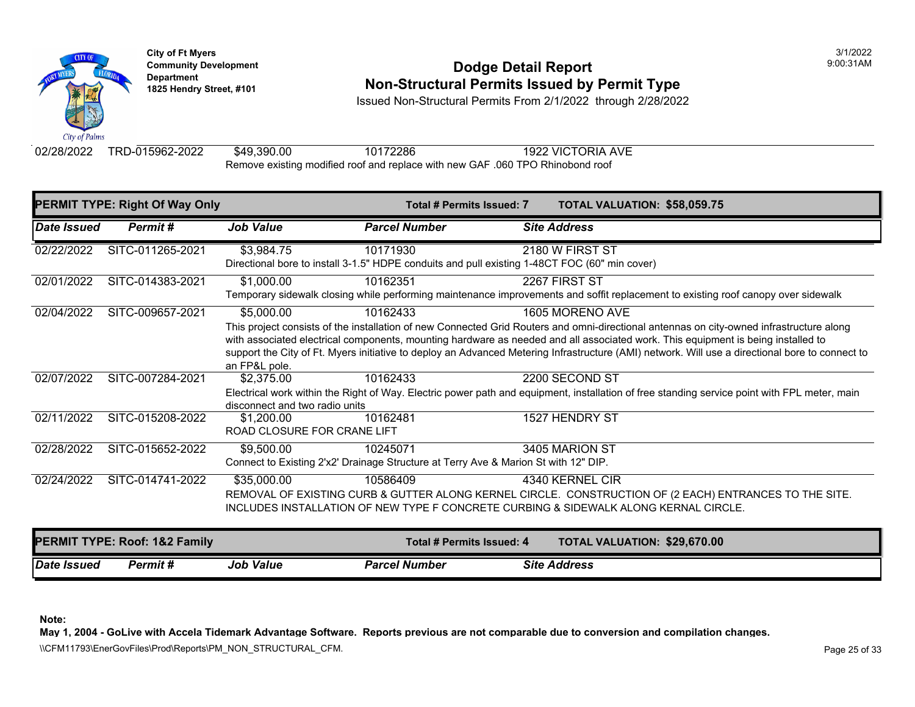City of Ft Myers
Community Development Department
1825 Hendry Street, #101

# Dodge Detail Report
## Non-Structural Permits Issued by Permit Type

Issued Non-Structural Permits From 2/1/2022 through 2/28/2022

| Date Issued | Permit # | Job Value | Parcel Number | Site Address |
|---|---|---|---|---|
| 02/28/2022 | TRD-015962-2022 | $49,390.00 | 10172286 | 1922 VICTORIA AVE |
| | | Remove existing modified roof and replace with new GAF .060 TPO Rhinobond roof | | |

**PERMIT TYPE: Right Of Way Only** — Total # Permits Issued: 7 — TOTAL VALUATION: $58,059.75

| Date Issued | Permit # | Job Value | Parcel Number | Site Address |
|---|---|---|---|---|
| 02/22/2022 | SITC-011265-2021 | $3,984.75 | 10171930 | 2180 W FIRST ST |
| | | Directional bore to install 3-1.5" HDPE conduits and pull existing 1-48CT FOC (60" min cover) | | |
| 02/01/2022 | SITC-014383-2021 | $1,000.00 | 10162351 | 2267 FIRST ST |
| | | Temporary sidewalk closing while performing maintenance improvements and soffit replacement to existing roof canopy over sidewalk | | |
| 02/04/2022 | SITC-009657-2021 | $5,000.00 | 10162433 | 1605 MORENO AVE |
| | | This project consists of the installation of new Connected Grid Routers and omni-directional antennas on city-owned infrastructure along with associated electrical components, mounting hardware as needed and all associated work. This equipment is being installed to support the City of Ft. Myers initiative to deploy an Advanced Metering Infrastructure (AMI) network. Will use a directional bore to connect to an FP&L pole. | | |
| 02/07/2022 | SITC-007284-2021 | $2,375.00 | 10162433 | 2200 SECOND ST |
| | | Electrical work within the Right of Way. Electric power path and equipment, installation of free standing service point with FPL meter, main disconnect and two radio units | | |
| 02/11/2022 | SITC-015208-2022 | $1,200.00 | 10162481 | 1527 HENDRY ST |
| | | ROAD CLOSURE FOR CRANE LIFT | | |
| 02/28/2022 | SITC-015652-2022 | $9,500.00 | 10245071 | 3405 MARION ST |
| | | Connect to Existing 2'x2' Drainage Structure at Terry Ave & Marion St with 12" DIP. | | |
| 02/24/2022 | SITC-014741-2022 | $35,000.00 | 10586409 | 4340 KERNEL CIR |
| | | REMOVAL OF EXISTING CURB & GUTTER ALONG KERNEL CIRCLE. CONSTRUCTION OF (2 EACH) ENTRANCES TO THE SITE. INCLUDES INSTALLATION OF NEW TYPE F CONCRETE CURBING & SIDEWALK ALONG KERNAL CIRCLE. | | |

**PERMIT TYPE: Roof: 1&2 Family** — Total # Permits Issued: 4 — TOTAL VALUATION: $29,670.00

| Date Issued | Permit # | Job Value | Parcel Number | Site Address |
|---|---|---|---|---|

**Note:**
**May 1, 2004 - GoLive with Accela Tidemark Advantage Software. Reports previous are not comparable due to conversion and compilation changes.**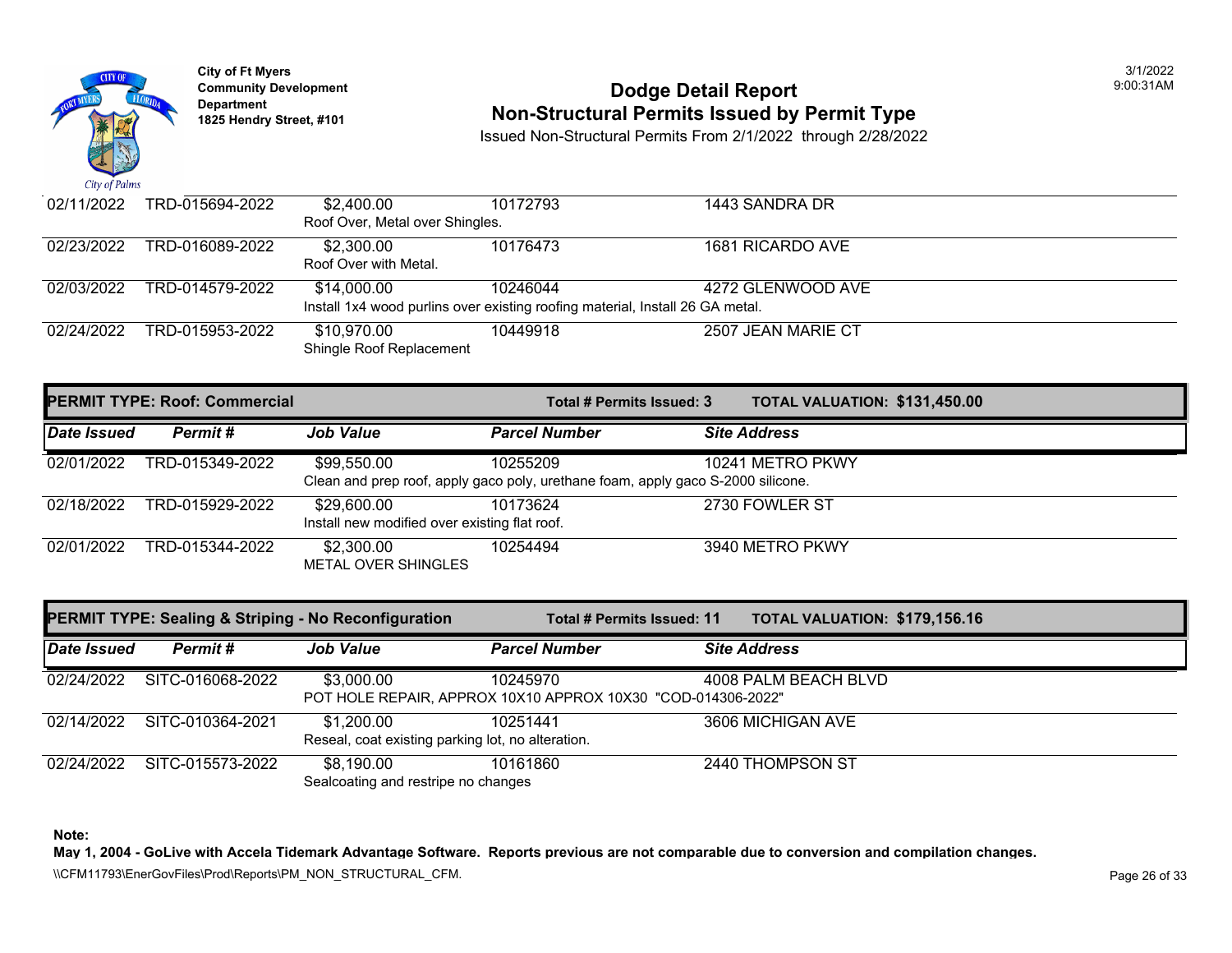| Date Issued | Permit # | Job Value | Parcel Number | Site Address |
|---|---|---|---|---|
| 02/11/2022 | TRD-015694-2022 | $2,400.00 | 10172793 | 1443 SANDRA DR |
| | | Roof Over, Metal over Shingles. | | |
| 02/23/2022 | TRD-016089-2022 | $2,300.00 | 10176473 | 1681 RICARDO AVE |
| | | Roof Over with Metal. | | |
| 02/03/2022 | TRD-014579-2022 | $14,000.00 | 10246044 | 4272 GLENWOOD AVE |
| | | Install 1x4 wood purlins over existing roofing material, Install 26 GA metal. | | |
| 02/24/2022 | TRD-015953-2022 | $10,970.00 | 10449918 | 2507 JEAN MARIE CT |
| | | Shingle Roof Replacement | | |

## PERMIT TYPE: Roof: Commercial

**Total # Permits Issued: 3** **TOTAL VALUATION: $131,450.00**

| Date Issued | Permit # | Job Value | Parcel Number | Site Address |
|---|---|---|---|---|
| 02/01/2022 | TRD-015349-2022 | $99,550.00 | 10255209 | 10241 METRO PKWY |
| | | Clean and prep roof, apply gaco poly, urethane foam, apply gaco S-2000 silicone. | | |
| 02/18/2022 | TRD-015929-2022 | $29,600.00 | 10173624 | 2730 FOWLER ST |
| | | Install new modified over existing flat roof. | | |
| 02/01/2022 | TRD-015344-2022 | $2,300.00 | 10254494 | 3940 METRO PKWY |
| | | METAL OVER SHINGLES | | |

## PERMIT TYPE: Sealing & Striping - No Reconfiguration

**Total # Permits Issued: 11** **TOTAL VALUATION: $179,156.16**

| Date Issued | Permit # | Job Value | Parcel Number | Site Address |
|---|---|---|---|---|
| 02/24/2022 | SITC-016068-2022 | $3,000.00 | 10245970 | 4008 PALM BEACH BLVD |
| | | POT HOLE REPAIR, APPROX 10X10 APPROX 10X30 "COD-014306-2022" | | |
| 02/14/2022 | SITC-010364-2021 | $1,200.00 | 10251441 | 3606 MICHIGAN AVE |
| | | Reseal, coat existing parking lot, no alteration. | | |
| 02/24/2022 | SITC-015573-2022 | $8,190.00 | 10161860 | 2440 THOMPSON ST |
| | | Sealcoating and restripe no changes | | |

**Note:**
**May 1, 2004 - GoLive with Accela Tidemark Advantage Software. Reports previous are not comparable due to conversion and compilation changes.**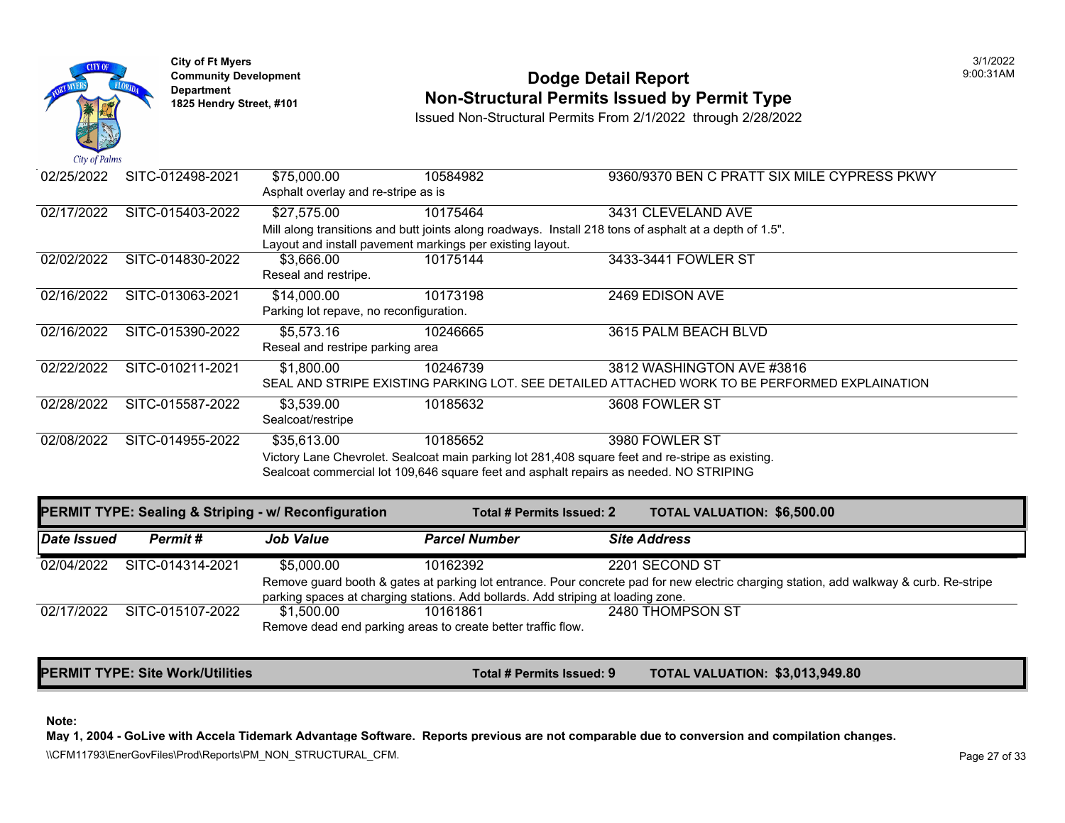City of Ft Myers
Community Development Department
1825 Hendry Street, #101

# Dodge Detail Report
## Non-Structural Permits Issued by Permit Type

Issued Non-Structural Permits From 2/1/2022 through 2/28/2022

| Date Issued | Permit # | Job Value | Parcel Number | Site Address |
|---|---|---|---|---|
| 02/25/2022 | SITC-012498-2021 | $75,000.00 | 10584982 | 9360/9370 BEN C PRATT SIX MILE CYPRESS PKWY |
| | | Asphalt overlay and re-stripe as is | | |
| 02/17/2022 | SITC-015403-2022 | $27,575.00 | 10175464 | 3431 CLEVELAND AVE |
| | | Mill along transitions and butt joints along roadways. Install 218 tons of asphalt at a depth of 1.5". Layout and install pavement markings per existing layout. | | |
| 02/02/2022 | SITC-014830-2022 | $3,666.00 | 10175144 | 3433-3441 FOWLER ST |
| | | Reseal and restripe. | | |
| 02/16/2022 | SITC-013063-2021 | $14,000.00 | 10173198 | 2469 EDISON AVE |
| | | Parking lot repave, no reconfiguration. | | |
| 02/16/2022 | SITC-015390-2022 | $5,573.16 | 10246665 | 3615 PALM BEACH BLVD |
| | | Reseal and restripe parking area | | |
| 02/22/2022 | SITC-010211-2021 | $1,800.00 | 10246739 | 3812 WASHINGTON AVE #3816 |
| | | SEAL AND STRIPE EXISTING PARKING LOT. SEE DETAILED ATTACHED WORK TO BE PERFORMED EXPLAINATION | | |
| 02/28/2022 | SITC-015587-2022 | $3,539.00 | 10185632 | 3608 FOWLER ST |
| | | Sealcoat/restripe | | |
| 02/08/2022 | SITC-014955-2022 | $35,613.00 | 10185652 | 3980 FOWLER ST |
| | | Victory Lane Chevrolet. Sealcoat main parking lot 281,408 square feet and re-stripe as existing. Sealcoat commercial lot 109,646 square feet and asphalt repairs as needed. NO STRIPING | | |

**PERMIT TYPE: Sealing & Striping - w/ Reconfiguration** — **Total # Permits Issued: 2** — **TOTAL VALUATION: $6,500.00**

| *Date Issued* | *Permit #* | *Job Value* | *Parcel Number* | *Site Address* |
|---|---|---|---|---|
| 02/04/2022 | SITC-014314-2021 | $5,000.00 | 10162392 | 2201 SECOND ST |
| | | Remove guard booth & gates at parking lot entrance. Pour concrete pad for new electric charging station, add walkway & curb. Re-stripe parking spaces at charging stations. Add bollards. Add striping at loading zone. | | |
| 02/17/2022 | SITC-015107-2022 | $1,500.00 | 10161861 | 2480 THOMPSON ST |
| | | Remove dead end parking areas to create better traffic flow. | | |

**PERMIT TYPE: Site Work/Utilities** — **Total # Permits Issued: 9** — **TOTAL VALUATION: $3,013,949.80**

**Note:**
**May 1, 2004 - GoLive with Accela Tidemark Advantage Software. Reports previous are not comparable due to conversion and compilation changes.**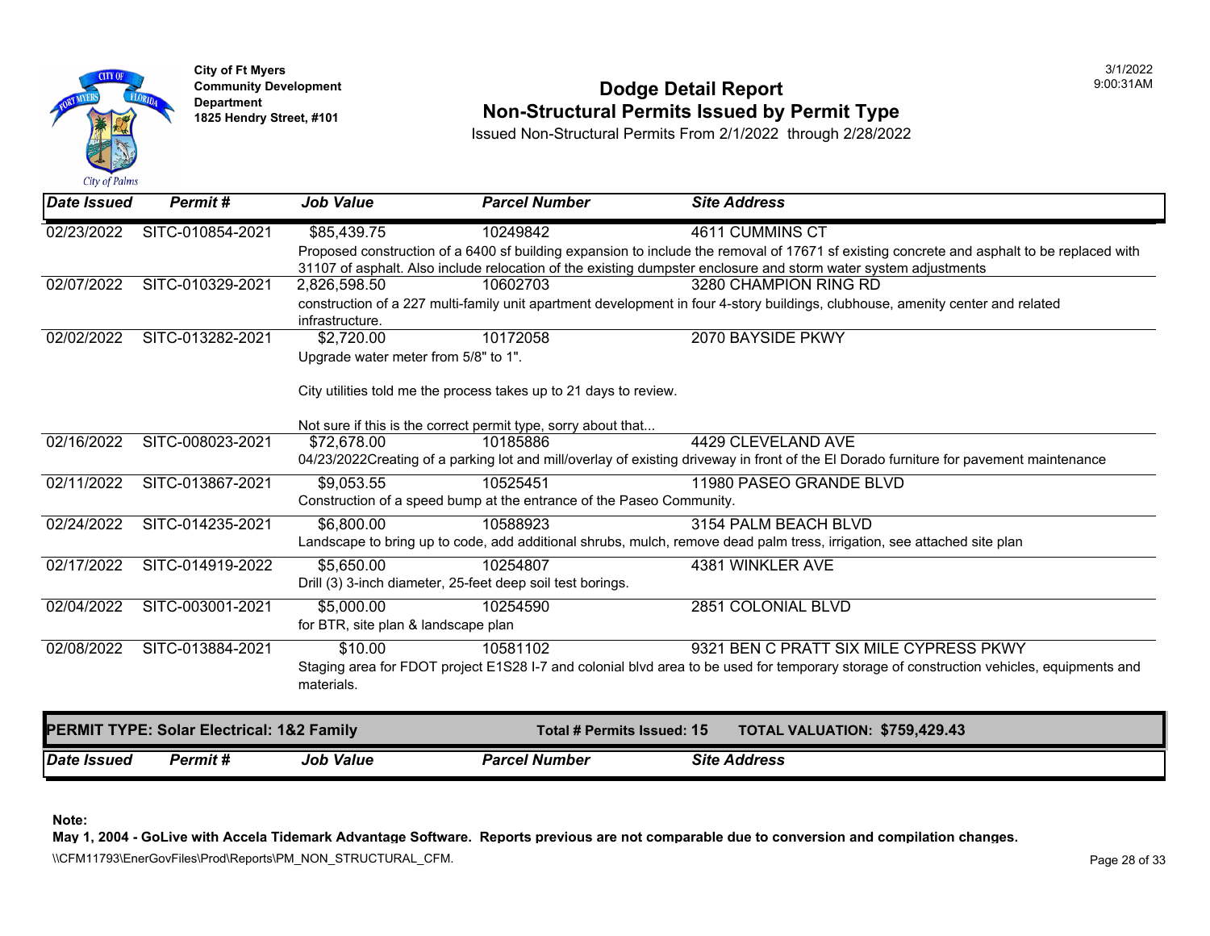City of Ft Myers
Community Development Department
1825 Hendry Street, #101

# Dodge Detail Report
## Non-Structural Permits Issued by Permit Type

Issued Non-Structural Permits From 2/1/2022 through 2/28/2022

3/1/2022
9:00:31AM

| Date Issued | Permit # | Job Value | Parcel Number | Site Address |
|---|---|---|---|---|
| 02/23/2022 | SITC-010854-2021 | $85,439.75 | 10249842 | 4611 CUMMINS CT |
| | | Proposed construction of a 6400 sf building expansion to include the removal of 17671 sf of existing concrete and asphalt to be replaced with 31107 of asphalt. Also include relocation of the existing dumpster enclosure and storm water system adjustments | | |
| 02/07/2022 | SITC-010329-2021 | 2,826,598.50 | 10602703 | 3280 CHAMPION RING RD |
| | | construction of a 227 multi-family unit apartment development in four 4-story buildings, clubhouse, amenity center and related infrastructure. | | |
| 02/02/2022 | SITC-013282-2021 | $2,720.00 | 10172058 | 2070 BAYSIDE PKWY |
| | | Upgrade water meter from 5/8" to 1". City utilities told me the process takes up to 21 days to review. Not sure if this is the correct permit type, sorry about that... | | |
| 02/16/2022 | SITC-008023-2021 | $72,678.00 | 10185886 | 4429 CLEVELAND AVE |
| | | 04/23/2022Creating of a parking lot and mill/overlay of existing driveway in front of the El Dorado furniture for pavement maintenance | | |
| 02/11/2022 | SITC-013867-2021 | $9,053.55 | 10525451 | 11980 PASEO GRANDE BLVD |
| | | Construction of a speed bump at the entrance of the Paseo Community. | | |
| 02/24/2022 | SITC-014235-2021 | $6,800.00 | 10588923 | 3154 PALM BEACH BLVD |
| | | Landscape to bring up to code, add additional shrubs, mulch, remove dead palm tress, irrigation, see attached site plan | | |
| 02/17/2022 | SITC-014919-2022 | $5,650.00 | 10254807 | 4381 WINKLER AVE |
| | | Drill (3) 3-inch diameter, 25-feet deep soil test borings. | | |
| 02/04/2022 | SITC-003001-2021 | $5,000.00 | 10254590 | 2851 COLONIAL BLVD |
| | | for BTR, site plan & landscape plan | | |
| 02/08/2022 | SITC-013884-2021 | $10.00 | 10581102 | 9321 BEN C PRATT SIX MILE CYPRESS PKWY |
| | | Staging area for FDOT project E1S28 I-7 and colonial blvd area to be used for temporary storage of construction vehicles, equipments and materials. | | |

**PERMIT TYPE: Solar Electrical: 1&2 Family** — **Total # Permits Issued: 15** — **TOTAL VALUATION: $759,429.43**

| Date Issued | Permit # | Job Value | Parcel Number | Site Address |
|---|---|---|---|---|

**Note:**
**May 1, 2004 - GoLive with Accela Tidemark Advantage Software. Reports previous are not comparable due to conversion and compilation changes.**

\\CFM11793\EnerGovFiles\Prod\Reports\PM_NON_STRUCTURAL_CFM.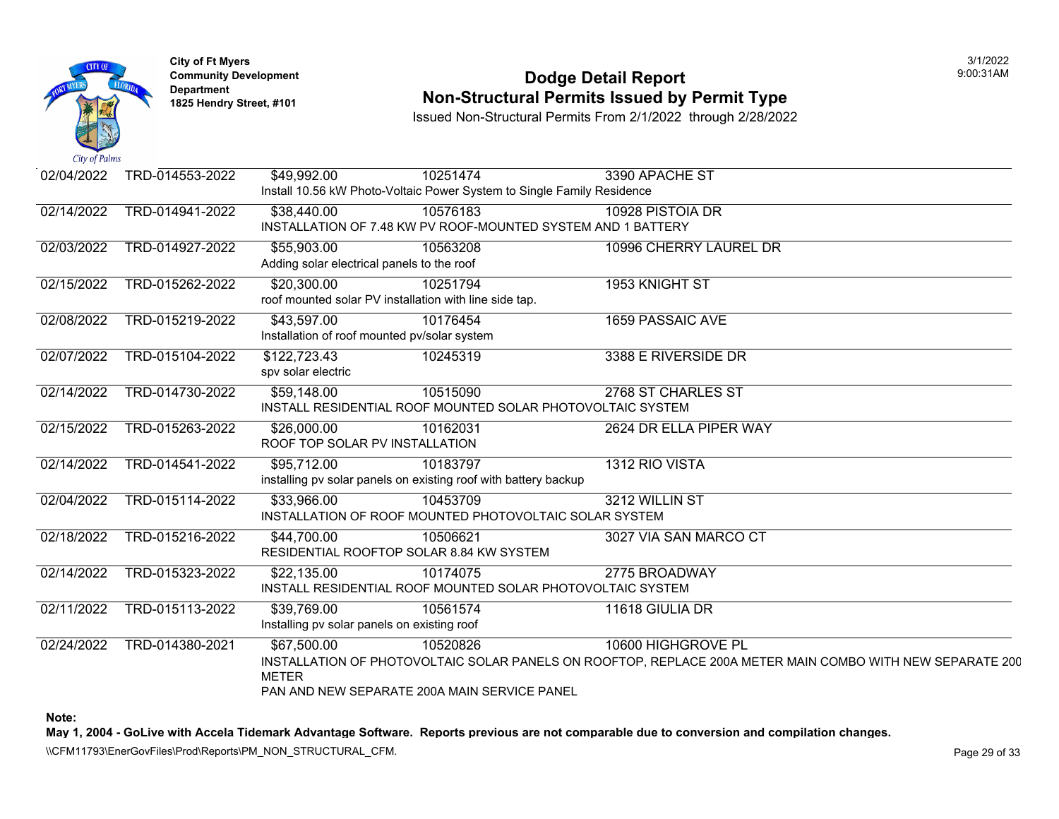City of Ft Myers
Community Development Department
1825 Hendry Street, #101

# Dodge Detail Report
## Non-Structural Permits Issued by Permit Type

Issued Non-Structural Permits From 2/1/2022 through 2/28/2022

| Date | Permit # | Value | Parcel | Address |
|---|---|---|---|---|
| 02/04/2022 | TRD-014553-2022 | $49,992.00 | 10251474 | 3390 APACHE ST |
| | | Install 10.56 kW Photo-Voltaic Power System to Single Family Residence | | |
| 02/14/2022 | TRD-014941-2022 | $38,440.00 | 10576183 | 10928 PISTOIA DR |
| | | INSTALLATION OF 7.48 KW PV ROOF-MOUNTED SYSTEM AND 1 BATTERY | | |
| 02/03/2022 | TRD-014927-2022 | $55,903.00 | 10563208 | 10996 CHERRY LAUREL DR |
| | | Adding solar electrical panels to the roof | | |
| 02/15/2022 | TRD-015262-2022 | $20,300.00 | 10251794 | 1953 KNIGHT ST |
| | | roof mounted solar PV installation with line side tap. | | |
| 02/08/2022 | TRD-015219-2022 | $43,597.00 | 10176454 | 1659 PASSAIC AVE |
| | | Installation of roof mounted pv/solar system | | |
| 02/07/2022 | TRD-015104-2022 | $122,723.43 | 10245319 | 3388 E RIVERSIDE DR |
| | | spv solar electric | | |
| 02/14/2022 | TRD-014730-2022 | $59,148.00 | 10515090 | 2768 ST CHARLES ST |
| | | INSTALL RESIDENTIAL ROOF MOUNTED SOLAR PHOTOVOLTAIC SYSTEM | | |
| 02/15/2022 | TRD-015263-2022 | $26,000.00 | 10162031 | 2624 DR ELLA PIPER WAY |
| | | ROOF TOP SOLAR PV INSTALLATION | | |
| 02/14/2022 | TRD-014541-2022 | $95,712.00 | 10183797 | 1312 RIO VISTA |
| | | installing pv solar panels on existing roof with battery backup | | |
| 02/04/2022 | TRD-015114-2022 | $33,966.00 | 10453709 | 3212 WILLIN ST |
| | | INSTALLATION OF ROOF MOUNTED PHOTOVOLTAIC SOLAR SYSTEM | | |
| 02/18/2022 | TRD-015216-2022 | $44,700.00 | 10506621 | 3027 VIA SAN MARCO CT |
| | | RESIDENTIAL ROOFTOP SOLAR 8.84 KW SYSTEM | | |
| 02/14/2022 | TRD-015323-2022 | $22,135.00 | 10174075 | 2775 BROADWAY |
| | | INSTALL RESIDENTIAL ROOF MOUNTED SOLAR PHOTOVOLTAIC SYSTEM | | |
| 02/11/2022 | TRD-015113-2022 | $39,769.00 | 10561574 | 11618 GIULIA DR |
| | | Installing pv solar panels on existing roof | | |
| 02/24/2022 | TRD-014380-2021 | $67,500.00 | 10520826 | 10600 HIGHGROVE PL |
| | | INSTALLATION OF PHOTOVOLTAIC SOLAR PANELS ON ROOFTOP, REPLACE 200A METER MAIN COMBO WITH NEW SEPARATE 200 METER PAN AND NEW SEPARATE 200A MAIN SERVICE PANEL | | |

**Note:**
**May 1, 2004 - GoLive with Accela Tidemark Advantage Software. Reports previous are not comparable due to conversion and compilation changes.**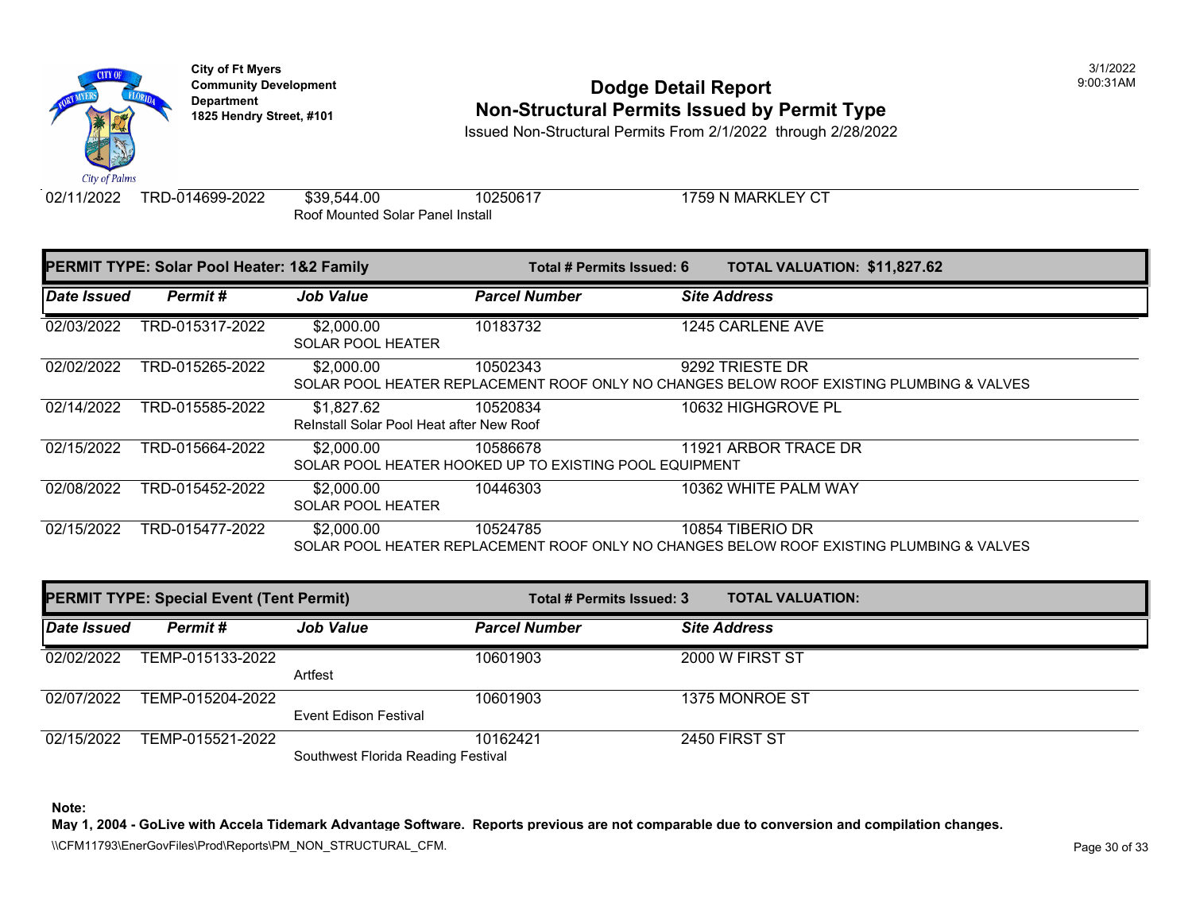**City of Ft Myers**
**Community Development Department**
**1825 Hendry Street, #101**

# Dodge Detail Report
## Non-Structural Permits Issued by Permit Type

Issued Non-Structural Permits From 2/1/2022 through 2/28/2022

3/1/2022
9:00:31AM

| Date Issued | Permit # | Job Value | Parcel Number | Site Address |
|---|---|---|---|---|
| 02/11/2022 | TRD-014699-2022 | $39,544.00<br>Roof Mounted Solar Panel Install | 10250617 | 1759 N MARKLEY CT |

**PERMIT TYPE: Solar Pool Heater: 1&2 Family** — **Total # Permits Issued: 6** — **TOTAL VALUATION: $11,827.62**

| Date Issued | Permit # | Job Value | Parcel Number | Site Address |
|---|---|---|---|---|
| 02/03/2022 | TRD-015317-2022 | $2,000.00<br>SOLAR POOL HEATER | 10183732 | 1245 CARLENE AVE |
| 02/02/2022 | TRD-015265-2022 | $2,000.00<br>SOLAR POOL HEATER REPLACEMENT ROOF ONLY NO CHANGES BELOW ROOF EXISTING PLUMBING & VALVES | 10502343 | 9292 TRIESTE DR |
| 02/14/2022 | TRD-015585-2022 | $1,827.62<br>ReInstall Solar Pool Heat after New Roof | 10520834 | 10632 HIGHGROVE PL |
| 02/15/2022 | TRD-015664-2022 | $2,000.00<br>SOLAR POOL HEATER HOOKED UP TO EXISTING POOL EQUIPMENT | 10586678 | 11921 ARBOR TRACE DR |
| 02/08/2022 | TRD-015452-2022 | $2,000.00<br>SOLAR POOL HEATER | 10446303 | 10362 WHITE PALM WAY |
| 02/15/2022 | TRD-015477-2022 | $2,000.00<br>SOLAR POOL HEATER REPLACEMENT ROOF ONLY NO CHANGES BELOW ROOF EXISTING PLUMBING & VALVES | 10524785 | 10854 TIBERIO DR |

**PERMIT TYPE: Special Event (Tent Permit)** — **Total # Permits Issued: 3** — **TOTAL VALUATION:**

| Date Issued | Permit # | Job Value | Parcel Number | Site Address |
|---|---|---|---|---|
| 02/02/2022 | TEMP-015133-2022 | Artfest | 10601903 | 2000 W FIRST ST |
| 02/07/2022 | TEMP-015204-2022 | Event Edison Festival | 10601903 | 1375 MONROE ST |
| 02/15/2022 | TEMP-015521-2022 | Southwest Florida Reading Festival | 10162421 | 2450 FIRST ST |

**Note:**
**May 1, 2004 - GoLive with Accela Tidemark Advantage Software. Reports previous are not comparable due to conversion and compilation changes.**

\\CFM11793\EnerGovFiles\Prod\Reports\PM_NON_STRUCTURAL_CFM.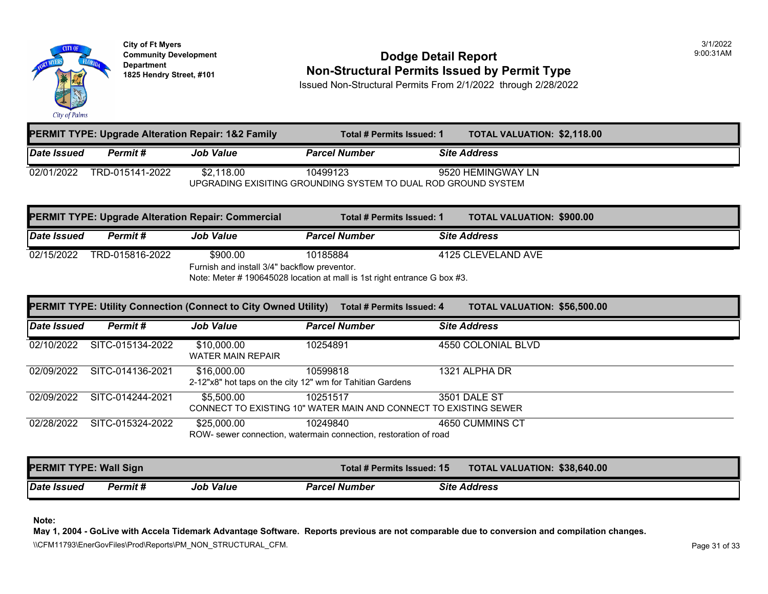**City of Ft Myers**
**Community Development Department**
**1825 Hendry Street, #101**

# Dodge Detail Report
## Non-Structural Permits Issued by Permit Type

Issued Non-Structural Permits From 2/1/2022 through 2/28/2022

3/1/2022
9:00:31AM

### PERMIT TYPE: Upgrade Alteration Repair: 1&2 Family — Total # Permits Issued: 1 — TOTAL VALUATION: $2,118.00

| Date Issued | Permit # | Job Value | Parcel Number | Site Address |
|---|---|---|---|---|
| 02/01/2022 | TRD-015141-2022 | $2,118.00 | 10499123 | 9520 HEMINGWAY LN |
| | | UPGRADING EXISITING GROUNDING SYSTEM TO DUAL ROD GROUND SYSTEM | | |

### PERMIT TYPE: Upgrade Alteration Repair: Commercial — Total # Permits Issued: 1 — TOTAL VALUATION: $900.00

| Date Issued | Permit # | Job Value | Parcel Number | Site Address |
|---|---|---|---|---|
| 02/15/2022 | TRD-015816-2022 | $900.00 | 10185884 | 4125 CLEVELAND AVE |
| | | Furnish and install 3/4" backflow preventor.<br>Note: Meter # 190645028 location at mall is 1st right entrance G box #3. | | |

### PERMIT TYPE: Utility Connection (Connect to City Owned Utility) — Total # Permits Issued: 4 — TOTAL VALUATION: $56,500.00

| Date Issued | Permit # | Job Value | Parcel Number | Site Address |
|---|---|---|---|---|
| 02/10/2022 | SITC-015134-2022 | $10,000.00 | 10254891 | 4550 COLONIAL BLVD |
| | | WATER MAIN REPAIR | | |
| 02/09/2022 | SITC-014136-2021 | $16,000.00 | 10599818 | 1321 ALPHA DR |
| | | 2-12"x8" hot taps on the city 12" wm for Tahitian Gardens | | |
| 02/09/2022 | SITC-014244-2021 | $5,500.00 | 10251517 | 3501 DALE ST |
| | | CONNECT TO EXISTING 10" WATER MAIN AND CONNECT TO EXISTING SEWER | | |
| 02/28/2022 | SITC-015324-2022 | $25,000.00 | 10249840 | 4650 CUMMINS CT |
| | | ROW- sewer connection, watermain connection, restoration of road | | |

### PERMIT TYPE: Wall Sign — Total # Permits Issued: 15 — TOTAL VALUATION: $38,640.00

| Date Issued | Permit # | Job Value | Parcel Number | Site Address |
|---|---|---|---|---|

**Note:**
**May 1, 2004 - GoLive with Accela Tidemark Advantage Software. Reports previous are not comparable due to conversion and compilation changes.**

\\CFM11793\EnerGovFiles\Prod\Reports\PM_NON_STRUCTURAL_CFM.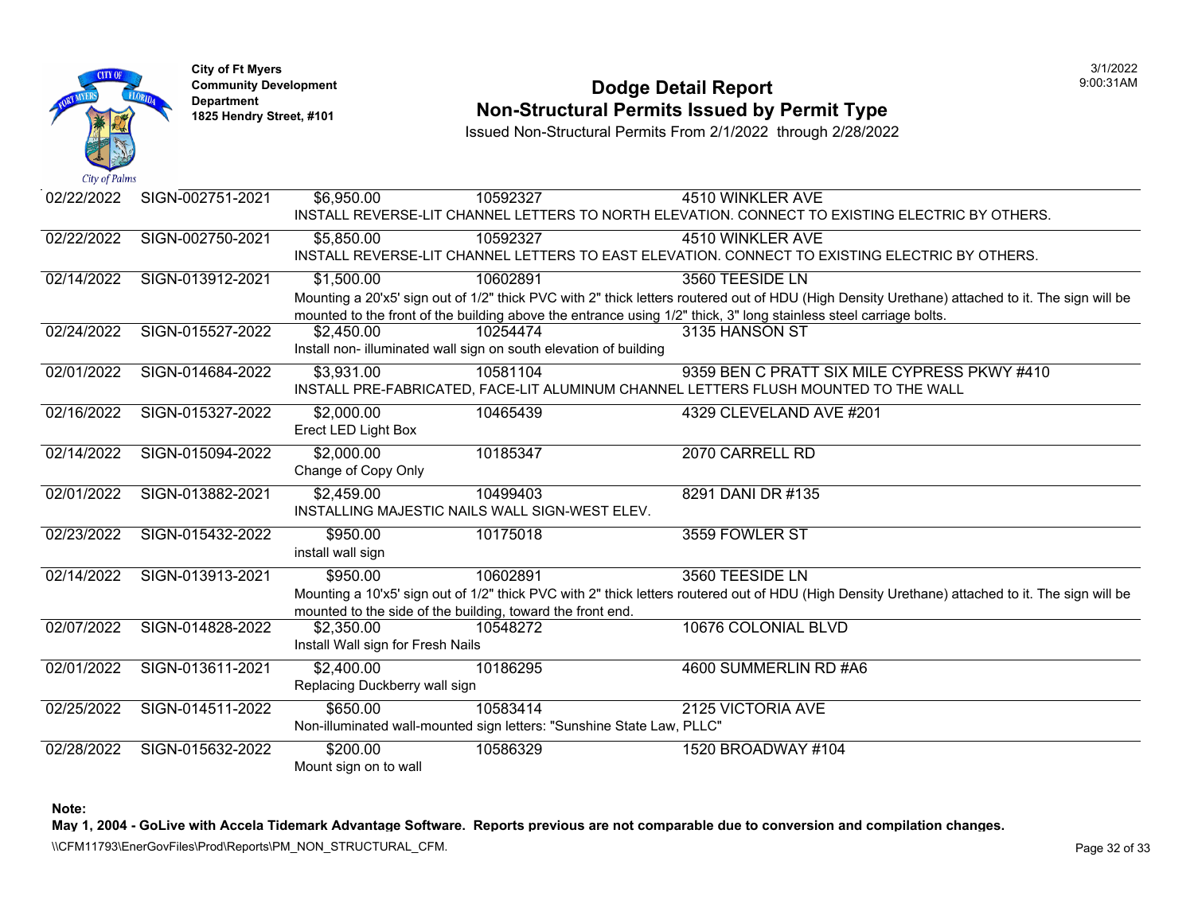**City of Ft Myers**
**Community Development Department**
**1825 Hendry Street, #101**

# Dodge Detail Report
## Non-Structural Permits Issued by Permit Type

Issued Non-Structural Permits From 2/1/2022 through 2/28/2022

| Issued Date | Permit Number | Valuation | Parcel | Address |
|---|---|---|---|---|
| 02/22/2022 | SIGN-002751-2021 | $6,950.00 | 10592327 | 4510 WINKLER AVE |
| | INSTALL REVERSE-LIT CHANNEL LETTERS TO NORTH ELEVATION. CONNECT TO EXISTING ELECTRIC BY OTHERS. | | | |
| 02/22/2022 | SIGN-002750-2021 | $5,850.00 | 10592327 | 4510 WINKLER AVE |
| | INSTALL REVERSE-LIT CHANNEL LETTERS TO EAST ELEVATION. CONNECT TO EXISTING ELECTRIC BY OTHERS. | | | |
| 02/14/2022 | SIGN-013912-2021 | $1,500.00 | 10602891 | 3560 TEESIDE LN |
| | Mounting a 20'x5' sign out of 1/2" thick PVC with 2" thick letters routered out of HDU (High Density Urethane) attached to it. The sign will be mounted to the front of the building above the entrance using 1/2" thick, 3" long stainless steel carriage bolts. | | | |
| 02/24/2022 | SIGN-015527-2022 | $2,450.00 | 10254474 | 3135 HANSON ST |
| | Install non- illuminated wall sign on south elevation of building | | | |
| 02/01/2022 | SIGN-014684-2022 | $3,931.00 | 10581104 | 9359 BEN C PRATT SIX MILE CYPRESS PKWY #410 |
| | INSTALL PRE-FABRICATED, FACE-LIT ALUMINUM CHANNEL LETTERS FLUSH MOUNTED TO THE WALL | | | |
| 02/16/2022 | SIGN-015327-2022 | $2,000.00 | 10465439 | 4329 CLEVELAND AVE #201 |
| | Erect LED Light Box | | | |
| 02/14/2022 | SIGN-015094-2022 | $2,000.00 | 10185347 | 2070 CARRELL RD |
| | Change of Copy Only | | | |
| 02/01/2022 | SIGN-013882-2021 | $2,459.00 | 10499403 | 8291 DANI DR #135 |
| | INSTALLING MAJESTIC NAILS WALL SIGN-WEST ELEV. | | | |
| 02/23/2022 | SIGN-015432-2022 | $950.00 | 10175018 | 3559 FOWLER ST |
| | install wall sign | | | |
| 02/14/2022 | SIGN-013913-2021 | $950.00 | 10602891 | 3560 TEESIDE LN |
| | Mounting a 10'x5' sign out of 1/2" thick PVC with 2" thick letters routered out of HDU (High Density Urethane) attached to it. The sign will be mounted to the side of the building, toward the front end. | | | |
| 02/07/2022 | SIGN-014828-2022 | $2,350.00 | 10548272 | 10676 COLONIAL BLVD |
| | Install Wall sign for Fresh Nails | | | |
| 02/01/2022 | SIGN-013611-2021 | $2,400.00 | 10186295 | 4600 SUMMERLIN RD #A6 |
| | Replacing Duckberry wall sign | | | |
| 02/25/2022 | SIGN-014511-2022 | $650.00 | 10583414 | 2125 VICTORIA AVE |
| | Non-illuminated wall-mounted sign letters: "Sunshine State Law, PLLC" | | | |
| 02/28/2022 | SIGN-015632-2022 | $200.00 | 10586329 | 1520 BROADWAY #104 |
| | Mount sign on to wall | | | |

**Note:**
**May 1, 2004 - GoLive with Accela Tidemark Advantage Software. Reports previous are not comparable due to conversion and compilation changes.**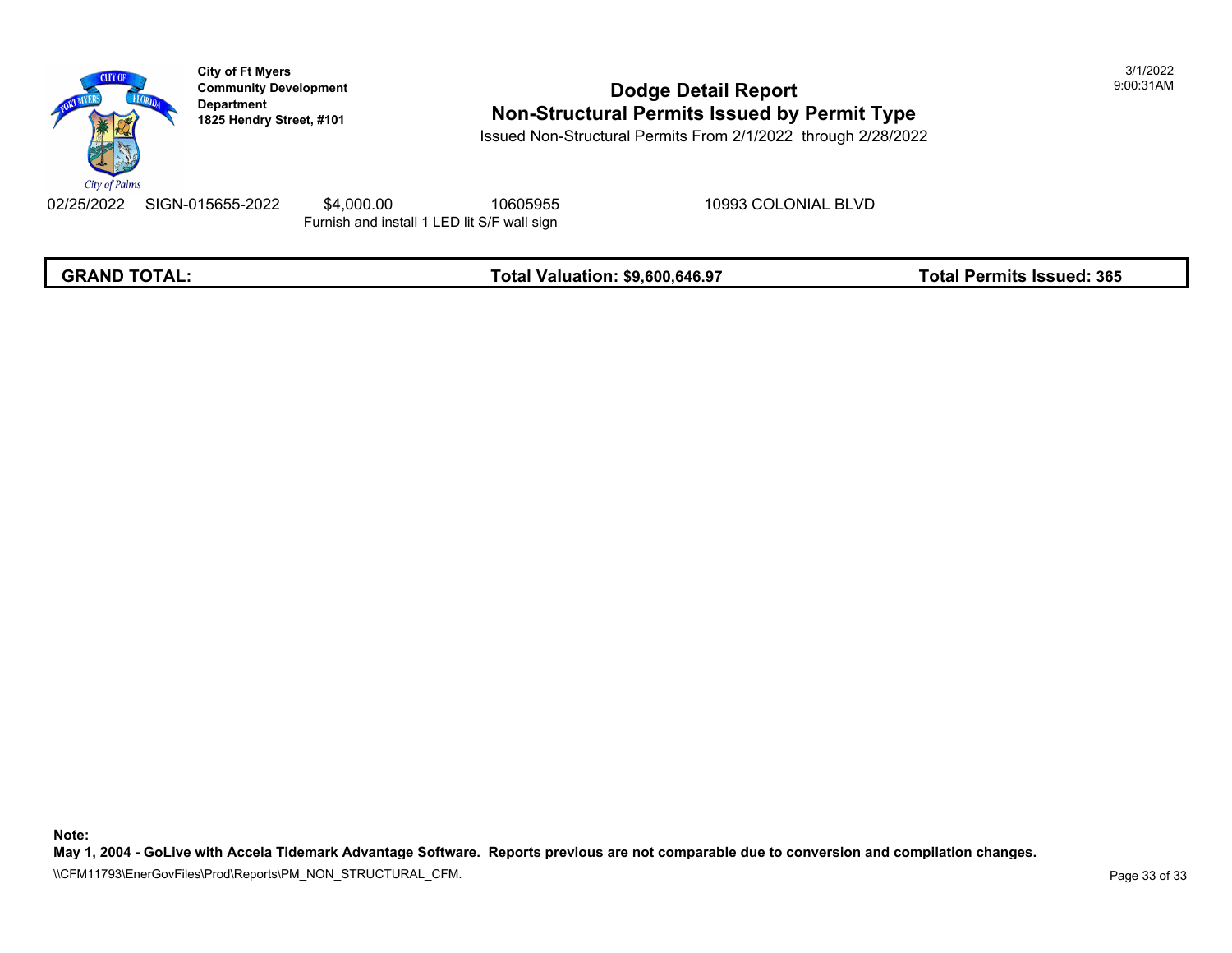City of Ft Myers
Community Development Department
1825 Hendry Street, #101

# Dodge Detail Report
## Non-Structural Permits Issued by Permit Type

Issued Non-Structural Permits From 2/1/2022 through 2/28/2022

3/1/2022
9:00:31AM

| | | | | |
|---|---|---|---|---|
| 02/25/2022 | SIGN-015655-2022 | $4,000.00 | 10605955 | 10993 COLONIAL BLVD |
| | | Furnish and install 1 LED lit S/F wall sign | | |

| | | |
|---|---|---|
| **GRAND TOTAL:** | **Total Valuation: $9,600,646.97** | **Total Permits Issued: 365** |

**Note:**
**May 1, 2004 - GoLive with Accela Tidemark Advantage Software. Reports previous are not comparable due to conversion and compilation changes.**

\\CFM11793\EnerGovFiles\Prod\Reports\PM_NON_STRUCTURAL_CFM.